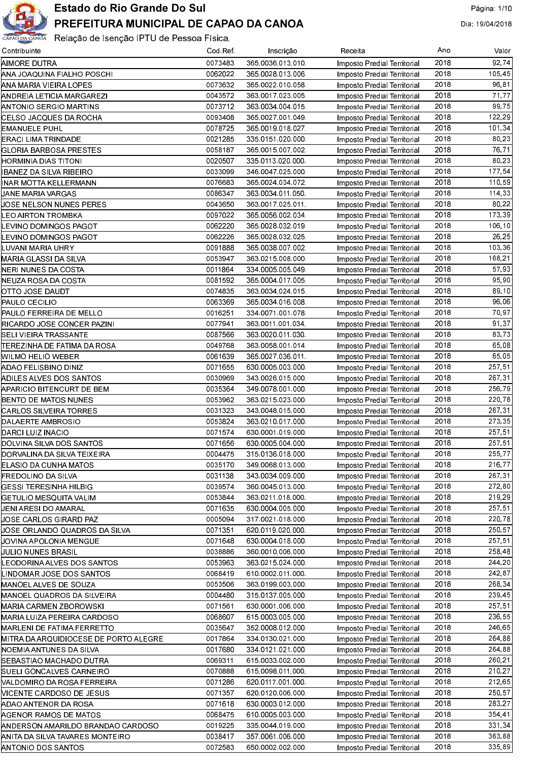# Estado do Rio Grande Do Sul

## PREFEITURA MUNICIPAL DE CAPAO DA CANOA

Relação de Isenção IPTU de Pessoa Física.

Dia: 19/04/2018

| Contribuinte | Cod.Ref. | Inscrição | Receita | Ano | Valor |
|---|---|---|---|---|---|
| AIMORE DUTRA | 0073483 | 365.0036.013.010. | Imposto Predial Territorial | 2018 | 92,74 |
| ANA JOAQUINA FIALHO POSCHI | 0062022 | 365.0028.013.006. | Imposto Predial Territorial | 2018 | 105,45 |
| ANA MARIA VIEIRA LOPES | 0073632 | 365.0022.010.058. | Imposto Predial Territorial | 2018 | 96,81 |
| ANDREIA LETICIA MARGAREZI | 0043572 | 363.0017.023.005. | Imposto Predial Territorial | 2018 | 71,77 |
| ANTONIO SERGIO MARTINS | 0073712 | 363.0034.004.015. | Imposto Predial Territorial | 2018 | 99,75 |
| CELSO JACQUES DA ROCHA | 0093408 | 365.0027.001.049. | Imposto Predial Territorial | 2018 | 122,29 |
| EMANUELE PUHL | 0078725 | 365.0019.018.027. | Imposto Predial Territorial | 2018 | 101,34 |
| ERACI LIMA TRINDADE | 0021285 | 335.0151.020.000. | Imposto Predial Territorial | 2018 | 80,23 |
| GLORIA BARBOSA PRESTES | 0058187 | 365.0015.007.002. | Imposto Predial Territorial | 2018 | 76,71 |
| HORMINIA DIAS TITONI | 0020507 | 335.0113.020.000. | Imposto Predial Territorial | 2018 | 80,23 |
| IBANEZ DA SILVA RIBEIRO | 0033099 | 346.0047.025.000. | Imposto Predial Territorial | 2018 | 177,54 |
| INAR MOTTA KELLERMANN | 0076683 | 365.0024.034.072. | Imposto Predial Territorial | 2018 | 110,59 |
| JANE MARIA VARGAS | 0086347 | 363.0034.011.050. | Imposto Predial Territorial | 2018 | 114,33 |
| JOSE NELSON NUNES PERES | 0043650 | 363.0017.025.011. | Imposto Predial Territorial | 2018 | 80,22 |
| LEO AIRTON TROMBKA | 0097022 | 365.0056.002.034. | Imposto Predial Territorial | 2018 | 173,39 |
| LEVINO DOMINGOS PAGOT | 0062220 | 365.0028.032.019. | Imposto Predial Territorial | 2018 | 106,10 |
| LEVINO DOMINGOS PAGOT | 0062226 | 365.0028.032.025. | Imposto Predial Territorial | 2018 | 26,25 |
| LUVANI MARIA UHRY | 0091888 | 365.0038.007.002. | Imposto Predial Territorial | 2018 | 103,36 |
| MARIA GLASSI DA SILVA | 0053947 | 363.0215.008.000. | Imposto Predial Territorial | 2018 | 168,21 |
| NERI NUNES DA COSTA | 0011864 | 334.0005.005.049. | Imposto Predial Territorial | 2018 | 57,93 |
| NEUZA ROSA DA COSTA | 0081592 | 365.0004.017.005. | Imposto Predial Territorial | 2018 | 95,90 |
| OTTO JOSE DAUDT | 0074835 | 363.0034.024.015. | Imposto Predial Territorial | 2018 | 89,10 |
| PAULO CECILIO | 0063369 | 365.0034.016.008. | Imposto Predial Territorial | 2018 | 96,06 |
| PAULO FERREIRA DE MELLO | 0016251 | 334.0071.001.078. | Imposto Predial Territorial | 2018 | 70,97 |
| RICARDO JOSE CONCER PAZINI | 0077941 | 363.0011.001.034. | Imposto Predial Territorial | 2018 | 91,37 |
| SELI VIEIRA TRASSANTE | 0087566 | 363.0020.011.030. | Imposto Predial Territorial | 2018 | 83,73 |
| TEREZINHA DE FATIMA DA ROSA | 0049768 | 363.0058.001.014. | Imposto Predial Territorial | 2018 | 65,08 |
| WILMO HELIO WEBER | 0061639 | 365.0027.036.011. | Imposto Predial Territorial | 2018 | 65,05 |
| ADAO FELISBINO DINIZ | 0071655 | 630.0005.003.000. | Imposto Predial Territorial | 2018 | 257,51 |
| ADILES ALVES DOS SANTOS | 0030969 | 343.0026.015.000. | Imposto Predial Territorial | 2018 | 267,31 |
| APARICIO BITENCURT DE BEM | 0035364 | 349.0078.001.000. | Imposto Predial Territorial | 2018 | 256,79 |
| BENTO DE MATOS NUNES | 0053962 | 363.0215.023.000. | Imposto Predial Territorial | 2018 | 220,78 |
| CARLOS SILVEIRA TORRES | 0031323 | 343.0048.015.000. | Imposto Predial Territorial | 2018 | 267,31 |
| DALAERTE AMBROSIO | 0053824 | 363.0210.017.000. | Imposto Predial Territorial | 2018 | 273,35 |
| DARCI LUIZ INACIO | 0071574 | 630.0001.019.000. | Imposto Predial Territorial | 2018 | 257,51 |
| DOLVINA SILVA DOS SANTOS | 0071656 | 630.0005.004.000. | Imposto Predial Territorial | 2018 | 257,51 |
| DORVALINA DA SILVA TEIXEIRA | 0004475 | 315.0136.018.000. | Imposto Predial Territorial | 2018 | 255,77 |
| ELASIO DA CUNHA MATOS | 0035170 | 349.0068.013.000. | Imposto Predial Territorial | 2018 | 216,77 |
| FREDOLINO DA SILVA | 0031138 | 343.0034.009.000. | Imposto Predial Territorial | 2018 | 267,31 |
| GESSI TERESINHA HILBIG | 0039574 | 360.0045.013.000. | Imposto Predial Territorial | 2018 | 272,80 |
| GETULIO MESQUITA VALIM | 0053844 | 363.0211.018.000. | Imposto Predial Territorial | 2018 | 219,29 |
| JENI ARESI DO AMARAL | 0071635 | 630.0004.005.000. | Imposto Predial Territorial | 2018 | 257,51 |
| JOSE CARLOS GIRARD PAZ | 0005094 | 317.0021.018.000. | Imposto Predial Territorial | 2018 | 220,78 |
| JOSE ORLANDO QUADROS DA SILVA | 0071351 | 620.0119.020.000. | Imposto Predial Territorial | 2018 | 250,57 |
| JOVINA APOLONIA MENGUE | 0071648 | 630.0004.018.000. | Imposto Predial Territorial | 2018 | 257,51 |
| JULIO NUNES BRASIL | 0038886 | 360.0010.006.000. | Imposto Predial Territorial | 2018 | 258,48 |
| LEODORINA ALVES DOS SANTOS | 0053963 | 363.0215.024.000. | Imposto Predial Territorial | 2018 | 244,20 |
| LINDOMAR JOSE DOS SANTOS | 0068419 | 610.0002.011.000. | Imposto Predial Territorial | 2018 | 242,87 |
| MANOEL ALVES DE SOUZA | 0053506 | 363.0199.003.000. | Imposto Predial Territorial | 2018 | 268,34 |
| MANOEL QUADROS DA SILVEIRA | 0004480 | 315.0137.005.000. | Imposto Predial Territorial | 2018 | 239,45 |
| MARIA CARMEN ZBOROWSKI | 0071561 | 630.0001.006.000. | Imposto Predial Territorial | 2018 | 257,51 |
| MARIA LUIZA PEREIRA CARDOSO | 0068607 | 615.0003.005.000. | Imposto Predial Territorial | 2018 | 236,55 |
| MARLENI DE FATIMA FERRETTO | 0035647 | 352.0008.012.000. | Imposto Predial Territorial | 2018 | 246,65 |
| MITRA DA ARQUIDIOCESE DE PORTO ALEGRE | 0017864 | 334.0130.021.000. | Imposto Predial Territorial | 2018 | 264,88 |
| NOEMIA ANTUNES DA SILVA | 0017680 | 334.0121.021.000. | Imposto Predial Territorial | 2018 | 264,88 |
| SEBASTIAO MACHADO DUTRA | 0069311 | 615.0033.002.000. | Imposto Predial Territorial | 2018 | 260,21 |
| SUELI GONCALVES CARNEIRO | 0070888 | 615.0098.011.000. | Imposto Predial Territorial | 2018 | 210,27 |
| VALDOMIRO DA ROSA FERREIRA | 0071286 | 620.0117.001.000. | Imposto Predial Territorial | 2018 | 212,65 |
| VICENTE CARDOSO DE JESUS | 0071357 | 620.0120.006.000. | Imposto Predial Territorial | 2018 | 250,57 |
| ADAO ANTENOR DA ROSA | 0071618 | 630.0003.012.000. | Imposto Predial Territorial | 2018 | 283,27 |
| AGENOR RAMOS DE MATOS | 0068475 | 610.0005.003.000. | Imposto Predial Territorial | 2018 | 354,41 |
| ANDERSON AMARILDO BRANDAO CARDOSO | 0019225 | 335.0044.019.000. | Imposto Predial Territorial | 2018 | 331,34 |
| ANITA DA SILVA TAVARES MONTEIRO | 0038417 | 357.0061.006.000. | Imposto Predial Territorial | 2018 | 363,88 |
| ANTONIO DOS SANTOS | 0072583 | 650.0002.002.000. | Imposto Predial Territorial | 2018 | 335,89 |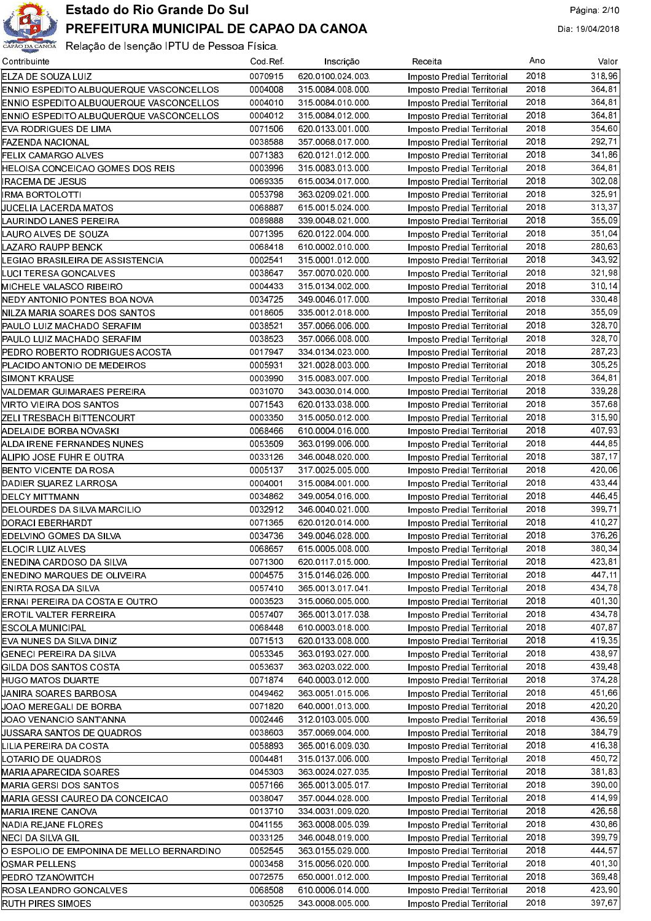# Estado do Rio Grande Do Sul

## PREFEITURA MUNICIPAL DE CAPAO DA CANOA

Relação de Isenção IPTU de Pessoa Física.

Dia: 19/04/2018

| Contribuinte | Cod.Ref. | Inscrição | Receita | Ano | Valor |
|---|---|---|---|---|---|
| ELZA DE SOUZA LUIZ | 0070915 | 620.0100.024.003. | Imposto Predial Territorial | 2018 | 318,96 |
| ENNIO ESPEDITO ALBUQUERQUE VASCONCELLOS | 0004008 | 315.0084.008.000. | Imposto Predial Territorial | 2018 | 364,81 |
| ENNIO ESPEDITO ALBUQUERQUE VASCONCELLOS | 0004010 | 315.0084.010.000. | Imposto Predial Territorial | 2018 | 364,81 |
| ENNIO ESPEDITO ALBUQUERQUE VASCONCELLOS | 0004012 | 315.0084.012.000. | Imposto Predial Territorial | 2018 | 364,81 |
| EVA RODRIGUES DE LIMA | 0071506 | 620.0133.001.000. | Imposto Predial Territorial | 2018 | 354,60 |
| FAZENDA NACIONAL | 0038588 | 357.0068.017.000. | Imposto Predial Territorial | 2018 | 292,71 |
| FELIX CAMARGO ALVES | 0071383 | 620.0121.012.000. | Imposto Predial Territorial | 2018 | 341,86 |
| HELOISA CONCEICAO GOMES DOS REIS | 0003996 | 315.0083.013.000. | Imposto Predial Territorial | 2018 | 364,81 |
| IRACEMA DE JESUS | 0069335 | 615.0034.017.000. | Imposto Predial Territorial | 2018 | 302,08 |
| IRMA BORTOLOTTI | 0053798 | 363.0209.021.000. | Imposto Predial Territorial | 2018 | 325,91 |
| JUCELIA LACERDA MATOS | 0068887 | 615.0015.024.000. | Imposto Predial Territorial | 2018 | 313,37 |
| LAURINDO LANES PEREIRA | 0089888 | 339.0048.021.000. | Imposto Predial Territorial | 2018 | 355,09 |
| LAURO ALVES DE SOUZA | 0071395 | 620.0122.004.000. | Imposto Predial Territorial | 2018 | 351,04 |
| LAZARO RAUPP BENCK | 0068418 | 610.0002.010.000. | Imposto Predial Territorial | 2018 | 280,63 |
| LEGIAO BRASILEIRA DE ASSISTENCIA | 0002541 | 315.0001.012.000. | Imposto Predial Territorial | 2018 | 343,92 |
| LUCI TERESA GONCALVES | 0038647 | 357.0070.020.000. | Imposto Predial Territorial | 2018 | 321,98 |
| MICHELE VALASCO RIBEIRO | 0004433 | 315.0134.002.000. | Imposto Predial Territorial | 2018 | 310,14 |
| NEDY ANTONIO PONTES BOA NOVA | 0034725 | 349.0046.017.000. | Imposto Predial Territorial | 2018 | 330,48 |
| NILZA MARIA SOARES DOS SANTOS | 0018605 | 335.0012.018.000. | Imposto Predial Territorial | 2018 | 355,09 |
| PAULO LUIZ MACHADO SERAFIM | 0038521 | 357.0066.006.000. | Imposto Predial Territorial | 2018 | 328,70 |
| PAULO LUIZ MACHADO SERAFIM | 0038523 | 357.0066.008.000. | Imposto Predial Territorial | 2018 | 328,70 |
| PEDRO ROBERTO RODRIGUES ACOSTA | 0017947 | 334.0134.023.000. | Imposto Predial Territorial | 2018 | 287,23 |
| PLACIDO ANTONIO DE MEDEIROS | 0005931 | 321.0028.003.000. | Imposto Predial Territorial | 2018 | 305,25 |
| SIMONT KRAUSE | 0003990 | 315.0083.007.000. | Imposto Predial Territorial | 2018 | 364,81 |
| VALDEMAR GUIMARAES PEREIRA | 0031070 | 343.0030.014.000. | Imposto Predial Territorial | 2018 | 339,28 |
| VIRTO VIEIRA DOS SANTOS | 0071543 | 620.0133.038.000. | Imposto Predial Territorial | 2018 | 357,68 |
| ZELI TRESBACH BITTENCOURT | 0003350 | 315.0050.012.000. | Imposto Predial Territorial | 2018 | 315,90 |
| ADELAIDE BORBA NOVASKI | 0068466 | 610.0004.016.000. | Imposto Predial Territorial | 2018 | 407,93 |
| ALDA IRENE FERNANDES NUNES | 0053509 | 363.0199.006.000. | Imposto Predial Territorial | 2018 | 444,85 |
| ALIPIO JOSE FUHR E OUTRA | 0033126 | 346.0048.020.000. | Imposto Predial Territorial | 2018 | 387,17 |
| BENTO VICENTE DA ROSA | 0005137 | 317.0025.005.000. | Imposto Predial Territorial | 2018 | 420,06 |
| DADIER SUAREZ LARROSA | 0004001 | 315.0084.001.000. | Imposto Predial Territorial | 2018 | 433,44 |
| DELCY MITTMANN | 0034862 | 349.0054.016.000. | Imposto Predial Territorial | 2018 | 446,45 |
| DELOURDES DA SILVA MARCILIO | 0032912 | 346.0040.021.000. | Imposto Predial Territorial | 2018 | 399,71 |
| DORACI EBERHARDT | 0071365 | 620.0120.014.000. | Imposto Predial Territorial | 2018 | 410,27 |
| EDELVINO GOMES DA SILVA | 0034736 | 349.0046.028.000. | Imposto Predial Territorial | 2018 | 376,26 |
| ELOCIR LUIZ ALVES | 0068657 | 615.0005.008.000. | Imposto Predial Territorial | 2018 | 380,34 |
| ENEDINA CARDOSO DA SILVA | 0071300 | 620.0117.015.000. | Imposto Predial Territorial | 2018 | 423,81 |
| ENEDINO MARQUES DE OLIVEIRA | 0004575 | 315.0146.026.000. | Imposto Predial Territorial | 2018 | 447,11 |
| ENIRTA ROSA DA SILVA | 0057410 | 365.0013.017.041. | Imposto Predial Territorial | 2018 | 434,78 |
| ERNAI PEREIRA DA COSTA E OUTRO | 0003523 | 315.0060.005.000. | Imposto Predial Territorial | 2018 | 401,30 |
| EROTIL VALTER FERREIRA | 0057407 | 365.0013.017.038. | Imposto Predial Territorial | 2018 | 434,78 |
| ESCOLA MUNICIPAL | 0068448 | 610.0003.018.000. | Imposto Predial Territorial | 2018 | 407,87 |
| EVA NUNES DA SILVA DINIZ | 0071513 | 620.0133.008.000. | Imposto Predial Territorial | 2018 | 419,35 |
| GENECI PEREIRA DA SILVA | 0053345 | 363.0193.027.000. | Imposto Predial Territorial | 2018 | 438,97 |
| GILDA DOS SANTOS COSTA | 0053637 | 363.0203.022.000. | Imposto Predial Territorial | 2018 | 439,48 |
| HUGO MATOS DUARTE | 0071874 | 640.0003.012.000. | Imposto Predial Territorial | 2018 | 374,28 |
| JANIRA SOARES BARBOSA | 0049462 | 363.0051.015.006. | Imposto Predial Territorial | 2018 | 451,66 |
| JOAO MEREGALI DE BORBA | 0071820 | 640.0001.013.000. | Imposto Predial Territorial | 2018 | 420,20 |
| JOAO VENANCIO SANT'ANNA | 0002446 | 312.0103.005.000. | Imposto Predial Territorial | 2018 | 436,59 |
| JUSSARA SANTOS DE QUADROS | 0038603 | 357.0069.004.000. | Imposto Predial Territorial | 2018 | 384,79 |
| LILIA PEREIRA DA COSTA | 0058893 | 365.0016.009.030. | Imposto Predial Territorial | 2018 | 416,38 |
| LOTARIO DE QUADROS | 0004481 | 315.0137.006.000. | Imposto Predial Territorial | 2018 | 450,72 |
| MARIA APARECIDA SOARES | 0045303 | 363.0024.027.035. | Imposto Predial Territorial | 2018 | 381,83 |
| MARIA GERSI DOS SANTOS | 0057166 | 365.0013.005.017. | Imposto Predial Territorial | 2018 | 390,00 |
| MARIA GESSI CAUREO DA CONCEICAO | 0038047 | 357.0044.028.000. | Imposto Predial Territorial | 2018 | 414,99 |
| MARIA IRENE CANOVA | 0013710 | 334.0031.009.020. | Imposto Predial Territorial | 2018 | 426,58 |
| NADIA REJANE FLORES | 0041155 | 363.0008.005.039. | Imposto Predial Territorial | 2018 | 430,86 |
| NECI DA SILVA GIL | 0033125 | 346.0048.019.000. | Imposto Predial Territorial | 2018 | 399,79 |
| O ESPOLIO DE EMPONINA DE MELLO BERNARDINO | 0052545 | 363.0155.029.000. | Imposto Predial Territorial | 2018 | 444,57 |
| OSMAR PELLENS | 0003458 | 315.0056.020.000. | Imposto Predial Territorial | 2018 | 401,30 |
| PEDRO TZANOWITCH | 0072575 | 650.0001.012.000. | Imposto Predial Territorial | 2018 | 369,48 |
| ROSA LEANDRO GONCALVES | 0068508 | 610.0006.014.000. | Imposto Predial Territorial | 2018 | 423,90 |
| RUTH PIRES SIMOES | 0030525 | 343.0008.005.000. | Imposto Predial Territorial | 2018 | 397,67 |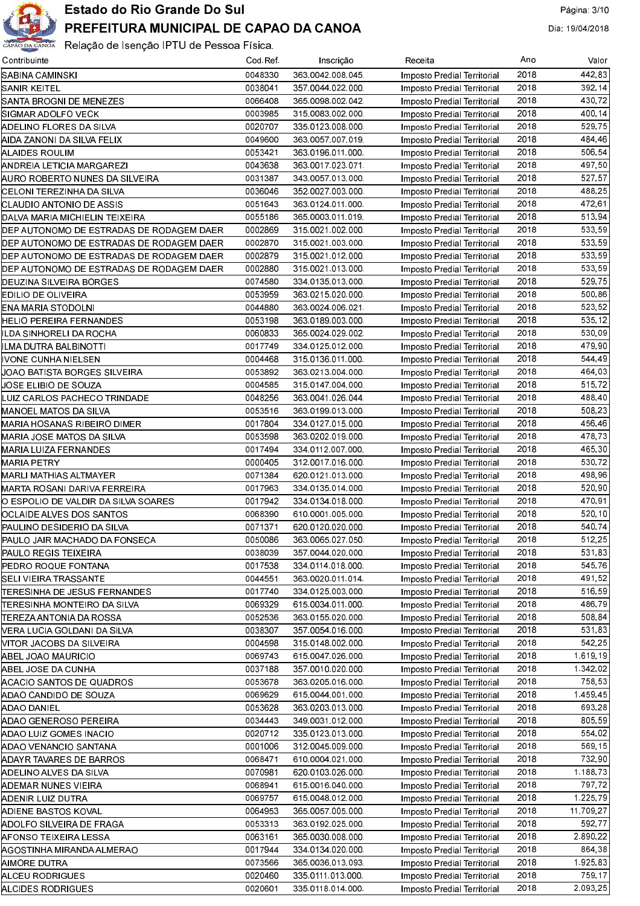# Estado do Rio Grande Do Sul

## PREFEITURA MUNICIPAL DE CAPAO DA CANOA

Dia: 19/04/2018

Relação de Isenção IPTU de Pessoa Física.

| Contribuinte | Cod.Ref. | Inscrição | Receita | Ano | Valor |
|---|---|---|---|---|---|
| SABINA CAMINSKI | 0048330 | 363.0042.008.045. | Imposto Predial Territorial | 2018 | 442,83 |
| SANIR KEITEL | 0038041 | 357.0044.022.000. | Imposto Predial Territorial | 2018 | 392,14 |
| SANTA BROGNI DE MENEZES | 0066408 | 365.0098.002.042. | Imposto Predial Territorial | 2018 | 430,72 |
| SIGMAR ADOLFO VECK | 0003985 | 315.0083.002.000. | Imposto Predial Territorial | 2018 | 400,14 |
| ADELINO FLORES DA SILVA | 0020707 | 335.0123.008.000. | Imposto Predial Territorial | 2018 | 529,75 |
| AIDA ZANONI DA SILVA FELIX | 0049600 | 363.0057.007.019. | Imposto Predial Territorial | 2018 | 484,46 |
| ALAIDES ROULIM | 0053421 | 363.0196.011.000. | Imposto Predial Territorial | 2018 | 506,54 |
| ANDREIA LETICIA MARGAREZI | 0043638 | 363.0017.023.071. | Imposto Predial Territorial | 2018 | 497,50 |
| AURO ROBERTO NUNES DA SILVEIRA | 0031387 | 343.0057.013.000. | Imposto Predial Territorial | 2018 | 527,57 |
| CELONI TEREZINHA DA SILVA | 0036046 | 352.0027.003.000. | Imposto Predial Territorial | 2018 | 488,25 |
| CLAUDIO ANTONIO DE ASSIS | 0051643 | 363.0124.011.000. | Imposto Predial Territorial | 2018 | 472,61 |
| DALVA MARIA MICHIELIN TEIXEIRA | 0055186 | 365.0003.011.019. | Imposto Predial Territorial | 2018 | 513,94 |
| DEP AUTONOMO DE ESTRADAS DE RODAGEM DAER | 0002869 | 315.0021.002.000. | Imposto Predial Territorial | 2018 | 533,59 |
| DEP AUTONOMO DE ESTRADAS DE RODAGEM DAER | 0002870 | 315.0021.003.000. | Imposto Predial Territorial | 2018 | 533,59 |
| DEP AUTONOMO DE ESTRADAS DE RODAGEM DAER | 0002879 | 315.0021.012.000. | Imposto Predial Territorial | 2018 | 533,59 |
| DEP AUTONOMO DE ESTRADAS DE RODAGEM DAER | 0002880 | 315.0021.013.000. | Imposto Predial Territorial | 2018 | 533,59 |
| DEUZINA SILVEIRA BORGES | 0074580 | 334.0135.013.000. | Imposto Predial Territorial | 2018 | 529,75 |
| EDILIO DE OLIVEIRA | 0053959 | 363.0215.020.000. | Imposto Predial Territorial | 2018 | 500,86 |
| ENA MARIA STODOLNI | 0044880 | 363.0024.006.021. | Imposto Predial Territorial | 2018 | 523,52 |
| HELIO PEREIRA FERNANDES | 0053198 | 363.0189.003.000. | Imposto Predial Territorial | 2018 | 535,12 |
| ILDA SINHORELI DA ROCHA | 0060833 | 365.0024.029.002. | Imposto Predial Territorial | 2018 | 530,09 |
| ILMA DUTRA BALBINOTTI | 0017749 | 334.0125.012.000. | Imposto Predial Territorial | 2018 | 479,90 |
| IVONE CUNHA NIELSEN | 0004468 | 315.0136.011.000. | Imposto Predial Territorial | 2018 | 544,49 |
| JOAO BATISTA BORGES SILVEIRA | 0053892 | 363.0213.004.000. | Imposto Predial Territorial | 2018 | 464,03 |
| JOSE ELIBIO DE SOUZA | 0004585 | 315.0147.004.000. | Imposto Predial Territorial | 2018 | 515,72 |
| LUIZ CARLOS PACHECO TRINDADE | 0048256 | 363.0041.026.044. | Imposto Predial Territorial | 2018 | 488,40 |
| MANOEL MATOS DA SILVA | 0053516 | 363.0199.013.000. | Imposto Predial Territorial | 2018 | 508,23 |
| MARIA HOSANAS RIBEIRO DIMER | 0017804 | 334.0127.015.000. | Imposto Predial Territorial | 2018 | 456,46 |
| MARIA JOSE MATOS DA SILVA | 0053598 | 363.0202.019.000. | Imposto Predial Territorial | 2018 | 478,73 |
| MARIA LUIZA FERNANDES | 0017494 | 334.0112.007.000. | Imposto Predial Territorial | 2018 | 465,30 |
| MARIA PETRY | 0000405 | 312.0017.016.000. | Imposto Predial Territorial | 2018 | 530,72 |
| MARLI MATHIAS ALTMAYER | 0071384 | 620.0121.013.000. | Imposto Predial Territorial | 2018 | 498,96 |
| MARTA ROSANI DARIVA FERREIRA | 0017963 | 334.0135.014.000. | Imposto Predial Territorial | 2018 | 520,90 |
| O ESPOLIO DE VALDIR DA SILVA SOARES | 0017942 | 334.0134.018.000. | Imposto Predial Territorial | 2018 | 470,91 |
| OCLAIDE ALVES DOS SANTOS | 0068390 | 610.0001.005.000. | Imposto Predial Territorial | 2018 | 520,10 |
| PAULINO DESIDERIO DA SILVA | 0071371 | 620.0120.020.000. | Imposto Predial Territorial | 2018 | 540,74 |
| PAULO JAIR MACHADO DA FONSECA | 0050086 | 363.0065.027.050. | Imposto Predial Territorial | 2018 | 512,25 |
| PAULO REGIS TEIXEIRA | 0038039 | 357.0044.020.000. | Imposto Predial Territorial | 2018 | 531,83 |
| PEDRO ROQUE FONTANA | 0017538 | 334.0114.018.000. | Imposto Predial Territorial | 2018 | 545,76 |
| SELI VIEIRA TRASSANTE | 0044551 | 363.0020.011.014. | Imposto Predial Territorial | 2018 | 491,52 |
| TERESINHA DE JESUS FERNANDES | 0017740 | 334.0125.003.000. | Imposto Predial Territorial | 2018 | 516,59 |
| TERESINHA MONTEIRO DA SILVA | 0069329 | 615.0034.011.000. | Imposto Predial Territorial | 2018 | 486,79 |
| TEREZA ANTONIA DA ROSSA | 0052536 | 363.0155.020.000. | Imposto Predial Territorial | 2018 | 508,84 |
| VERA LUCIA GOLDANI DA SILVA | 0038307 | 357.0054.016.000. | Imposto Predial Territorial | 2018 | 531,83 |
| VITOR JACOBS DA SILVEIRA | 0004598 | 315.0148.002.000. | Imposto Predial Territorial | 2018 | 542,25 |
| ABEL JOAO MAURICIO | 0069743 | 615.0047.026.000. | Imposto Predial Territorial | 2018 | 1.619,19 |
| ABEL JOSE DA CUNHA | 0037188 | 357.0010.020.000. | Imposto Predial Territorial | 2018 | 1.342,02 |
| ACACIO SANTOS DE QUADROS | 0053678 | 363.0205.016.000. | Imposto Predial Territorial | 2018 | 758,53 |
| ADAO CANDIDO DE SOUZA | 0069629 | 615.0044.001.000. | Imposto Predial Territorial | 2018 | 1.459,45 |
| ADAO DANIEL | 0053628 | 363.0203.013.000. | Imposto Predial Territorial | 2018 | 693,28 |
| ADAO GENEROSO PEREIRA | 0034443 | 349.0031.012.000. | Imposto Predial Territorial | 2018 | 805,59 |
| ADAO LUIZ GOMES INACIO | 0020712 | 335.0123.013.000. | Imposto Predial Territorial | 2018 | 554,02 |
| ADAO VENANCIO SANTANA | 0001006 | 312.0045.009.000. | Imposto Predial Territorial | 2018 | 569,15 |
| ADAYR TAVARES DE BARROS | 0068471 | 610.0004.021.000. | Imposto Predial Territorial | 2018 | 732,90 |
| ADELINO ALVES DA SILVA | 0070981 | 620.0103.026.000. | Imposto Predial Territorial | 2018 | 1.188,73 |
| ADEMAR NUNES VIEIRA | 0068941 | 615.0016.040.000. | Imposto Predial Territorial | 2018 | 797,72 |
| ADENIR LUIZ DUTRA | 0069757 | 615.0048.012.000. | Imposto Predial Territorial | 2018 | 1.225,79 |
| ADIENE BASTOS KOVAL | 0064953 | 365.0057.005.000. | Imposto Predial Territorial | 2018 | 11.709,27 |
| ADOLFO SILVEIRA DE FRAGA | 0053313 | 363.0192.025.000. | Imposto Predial Territorial | 2018 | 592,77 |
| AFONSO TEIXEIRA LESSA | 0063161 | 365.0030.008.000. | Imposto Predial Territorial | 2018 | 2.890,22 |
| AGOSTINHA MIRANDA ALMERAO | 0017944 | 334.0134.020.000. | Imposto Predial Territorial | 2018 | 864,38 |
| AIMORE DUTRA | 0073566 | 365.0036.013.093. | Imposto Predial Territorial | 2018 | 1.925,83 |
| ALCEU RODRIGUES | 0020460 | 335.0111.013.000. | Imposto Predial Territorial | 2018 | 759,17 |
| ALCIDES RODRIGUES | 0020601 | 335.0118.014.000. | Imposto Predial Territorial | 2018 | 2.093,25 |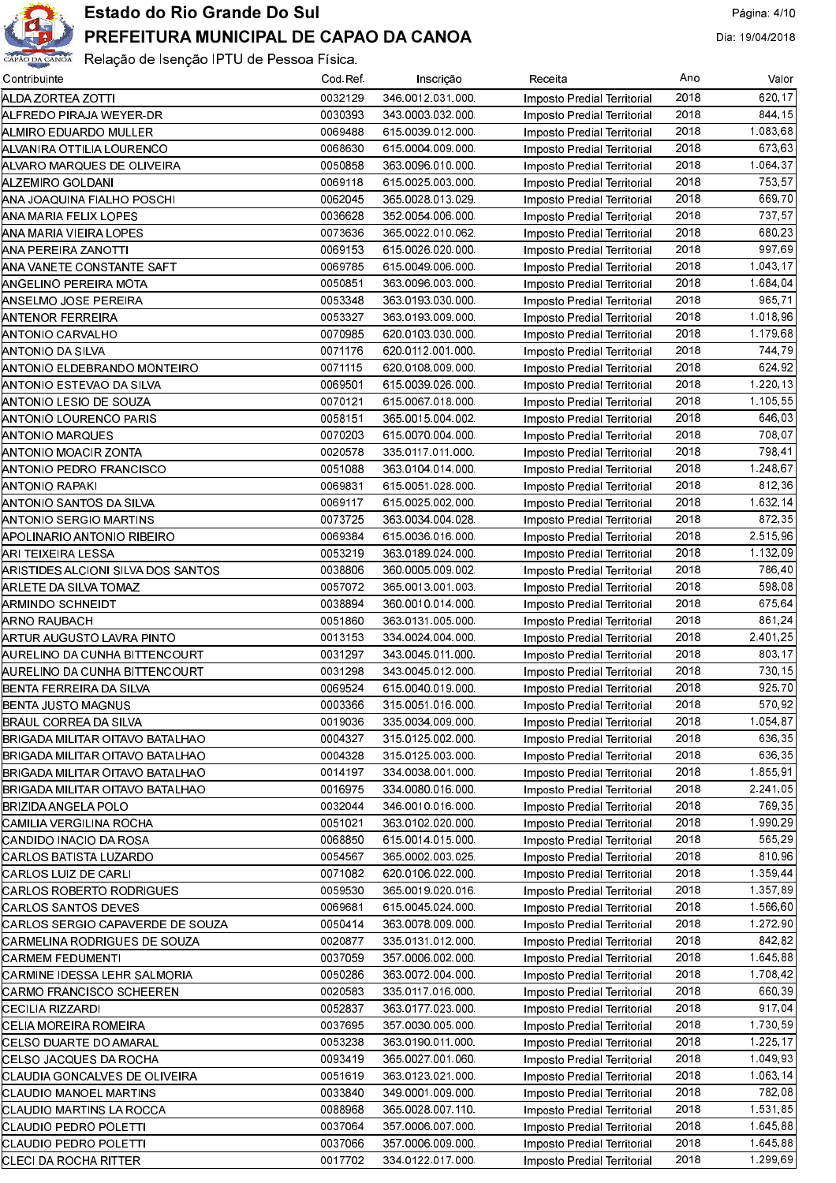# Estado do Rio Grande Do Sul

## PREFEITURA MUNICIPAL DE CAPAO DA CANOA

Relação de Isenção IPTU de Pessoa Física.

| Contribuinte | Cod.Ref. | Inscrição | Receita | Ano | Valor |
|---|---|---|---|---|---|
| ALDA ZORTEA ZOTTI | 0032129 | 346.0012.031.000. | Imposto Predial Territorial | 2018 | 620,17 |
| ALFREDO PIRAJA WEYER-DR | 0030393 | 343.0003.032.000. | Imposto Predial Territorial | 2018 | 844,15 |
| ALMIRO EDUARDO MULLER | 0069488 | 615.0039.012.000. | Imposto Predial Territorial | 2018 | 1.083,68 |
| ALVANIRA OTTILIA LOURENCO | 0068630 | 615.0004.009.000. | Imposto Predial Territorial | 2018 | 673,63 |
| ALVARO MARQUES DE OLIVEIRA | 0050858 | 363.0096.010.000. | Imposto Predial Territorial | 2018 | 1.064,37 |
| ALZEMIRO GOLDANI | 0069118 | 615.0025.003.000. | Imposto Predial Territorial | 2018 | 753,57 |
| ANA JOAQUINA FIALHO POSCHI | 0062045 | 365.0028.013.029. | Imposto Predial Territorial | 2018 | 669,70 |
| ANA MARIA FELIX LOPES | 0036628 | 352.0054.006.000. | Imposto Predial Territorial | 2018 | 737,57 |
| ANA MARIA VIEIRA LOPES | 0073636 | 365.0022.010.062. | Imposto Predial Territorial | 2018 | 680,23 |
| ANA PEREIRA ZANOTTI | 0069153 | 615.0026.020.000. | Imposto Predial Territorial | 2018 | 997,69 |
| ANA VANETE CONSTANTE SAFT | 0069785 | 615.0049.006.000. | Imposto Predial Territorial | 2018 | 1.043,17 |
| ANGELINO PEREIRA MOTA | 0050851 | 363.0096.003.000. | Imposto Predial Territorial | 2018 | 1.684,04 |
| ANSELMO JOSE PEREIRA | 0053348 | 363.0193.030.000. | Imposto Predial Territorial | 2018 | 965,71 |
| ANTENOR FERREIRA | 0053327 | 363.0193.009.000. | Imposto Predial Territorial | 2018 | 1.018,96 |
| ANTONIO CARVALHO | 0070985 | 620.0103.030.000. | Imposto Predial Territorial | 2018 | 1.179,68 |
| ANTONIO DA SILVA | 0071176 | 620.0112.001.000. | Imposto Predial Territorial | 2018 | 744,79 |
| ANTONIO ELDEBRANDO MONTEIRO | 0071115 | 620.0108.009.000. | Imposto Predial Territorial | 2018 | 624,92 |
| ANTONIO ESTEVAO DA SILVA | 0069501 | 615.0039.026.000. | Imposto Predial Territorial | 2018 | 1.220,13 |
| ANTONIO LESIO DE SOUZA | 0070121 | 615.0067.018.000. | Imposto Predial Territorial | 2018 | 1.105,55 |
| ANTONIO LOURENCO PARIS | 0058151 | 365.0015.004.002. | Imposto Predial Territorial | 2018 | 646,03 |
| ANTONIO MARQUES | 0070203 | 615.0070.004.000. | Imposto Predial Territorial | 2018 | 708,07 |
| ANTONIO MOACIR ZONTA | 0020578 | 335.0117.011.000. | Imposto Predial Territorial | 2018 | 798,41 |
| ANTONIO PEDRO FRANCISCO | 0051088 | 363.0104.014.000. | Imposto Predial Territorial | 2018 | 1.248,67 |
| ANTONIO RAPAKI | 0069831 | 615.0051.028.000. | Imposto Predial Territorial | 2018 | 812,36 |
| ANTONIO SANTOS DA SILVA | 0069117 | 615.0025.002.000. | Imposto Predial Territorial | 2018 | 1.632,14 |
| ANTONIO SERGIO MARTINS | 0073725 | 363.0034.004.028. | Imposto Predial Territorial | 2018 | 872,35 |
| APOLINARIO ANTONIO RIBEIRO | 0069384 | 615.0036.016.000. | Imposto Predial Territorial | 2018 | 2.515,96 |
| ARI TEIXEIRA LESSA | 0053219 | 363.0189.024.000. | Imposto Predial Territorial | 2018 | 1.132,09 |
| ARISTIDES ALCIONI SILVA DOS SANTOS | 0038806 | 360.0005.009.002. | Imposto Predial Territorial | 2018 | 786,40 |
| ARLETE DA SILVA TOMAZ | 0057072 | 365.0013.001.003. | Imposto Predial Territorial | 2018 | 598,08 |
| ARMINDO SCHNEIDT | 0038894 | 360.0010.014.000. | Imposto Predial Territorial | 2018 | 675,64 |
| ARNO RAUBACH | 0051860 | 363.0131.005.000. | Imposto Predial Territorial | 2018 | 861,24 |
| ARTUR AUGUSTO LAVRA PINTO | 0013153 | 334.0024.004.000. | Imposto Predial Territorial | 2018 | 2.401,25 |
| AURELINO DA CUNHA BITTENCOURT | 0031297 | 343.0045.011.000. | Imposto Predial Territorial | 2018 | 803,17 |
| AURELINO DA CUNHA BITTENCOURT | 0031298 | 343.0045.012.000. | Imposto Predial Territorial | 2018 | 730,15 |
| BENTA FERREIRA DA SILVA | 0069524 | 615.0040.019.000. | Imposto Predial Territorial | 2018 | 925,70 |
| BENTA JUSTO MAGNUS | 0003366 | 315.0051.016.000. | Imposto Predial Territorial | 2018 | 570,92 |
| BRAUL CORREA DA SILVA | 0019036 | 335.0034.009.000. | Imposto Predial Territorial | 2018 | 1.054,87 |
| BRIGADA MILITAR OITAVO BATALHAO | 0004327 | 315.0125.002.000. | Imposto Predial Territorial | 2018 | 636,35 |
| BRIGADA MILITAR OITAVO BATALHAO | 0004328 | 315.0125.003.000. | Imposto Predial Territorial | 2018 | 636,35 |
| BRIGADA MILITAR OITAVO BATALHAO | 0014197 | 334.0038.001.000. | Imposto Predial Territorial | 2018 | 1.855,91 |
| BRIGADA MILITAR OITAVO BATALHAO | 0016975 | 334.0080.016.000. | Imposto Predial Territorial | 2018 | 2.241,05 |
| BRIZIDA ANGELA POLO | 0032044 | 346.0010.016.000. | Imposto Predial Territorial | 2018 | 769,35 |
| CAMILIA VERGILINA ROCHA | 0051021 | 363.0102.020.000. | Imposto Predial Territorial | 2018 | 1.990,29 |
| CANDIDO INACIO DA ROSA | 0068850 | 615.0014.015.000. | Imposto Predial Territorial | 2018 | 565,29 |
| CARLOS BATISTA LUZARDO | 0054567 | 365.0002.003.025. | Imposto Predial Territorial | 2018 | 810,96 |
| CARLOS LUIZ DE CARLI | 0071082 | 620.0106.022.000. | Imposto Predial Territorial | 2018 | 1.359,44 |
| CARLOS ROBERTO RODRIGUES | 0059530 | 365.0019.020.016. | Imposto Predial Territorial | 2018 | 1.357,89 |
| CARLOS SANTOS DEVES | 0069681 | 615.0045.024.000. | Imposto Predial Territorial | 2018 | 1.566,60 |
| CARLOS SERGIO CAPAVERDE DE SOUZA | 0050414 | 363.0078.009.000. | Imposto Predial Territorial | 2018 | 1.272,90 |
| CARMELINA RODRIGUES DE SOUZA | 0020877 | 335.0131.012.000. | Imposto Predial Territorial | 2018 | 842,82 |
| CARMEM FEDUMENTI | 0037059 | 357.0006.002.000. | Imposto Predial Territorial | 2018 | 1.645,88 |
| CARMINE IDESSA LEHR SALMORIA | 0050286 | 363.0072.004.000. | Imposto Predial Territorial | 2018 | 1.708,42 |
| CARMO FRANCISCO SCHEEREN | 0020583 | 335.0117.016.000. | Imposto Predial Territorial | 2018 | 660,39 |
| CECILIA RIZZARDI | 0052837 | 363.0177.023.000. | Imposto Predial Territorial | 2018 | 917,04 |
| CELIA MOREIRA ROMEIRA | 0037695 | 357.0030.005.000. | Imposto Predial Territorial | 2018 | 1.730,59 |
| CELSO DUARTE DO AMARAL | 0053238 | 363.0190.011.000. | Imposto Predial Territorial | 2018 | 1.225,17 |
| CELSO JACQUES DA ROCHA | 0093419 | 365.0027.001.060. | Imposto Predial Territorial | 2018 | 1.049,93 |
| CLAUDIA GONCALVES DE OLIVEIRA | 0051619 | 363.0123.021.000. | Imposto Predial Territorial | 2018 | 1.063,14 |
| CLAUDIO MANOEL MARTINS | 0033840 | 349.0001.009.000. | Imposto Predial Territorial | 2018 | 782,08 |
| CLAUDIO MARTINS LA ROCCA | 0088968 | 365.0028.007.110. | Imposto Predial Territorial | 2018 | 1.531,85 |
| CLAUDIO PEDRO POLETTI | 0037064 | 357.0006.007.000. | Imposto Predial Territorial | 2018 | 1.645,88 |
| CLAUDIO PEDRO POLETTI | 0037066 | 357.0006.009.000. | Imposto Predial Territorial | 2018 | 1.645,88 |
| CLECI DA ROCHA RITTER | 0017702 | 334.0122.017.000. | Imposto Predial Territorial | 2018 | 1.299,69 |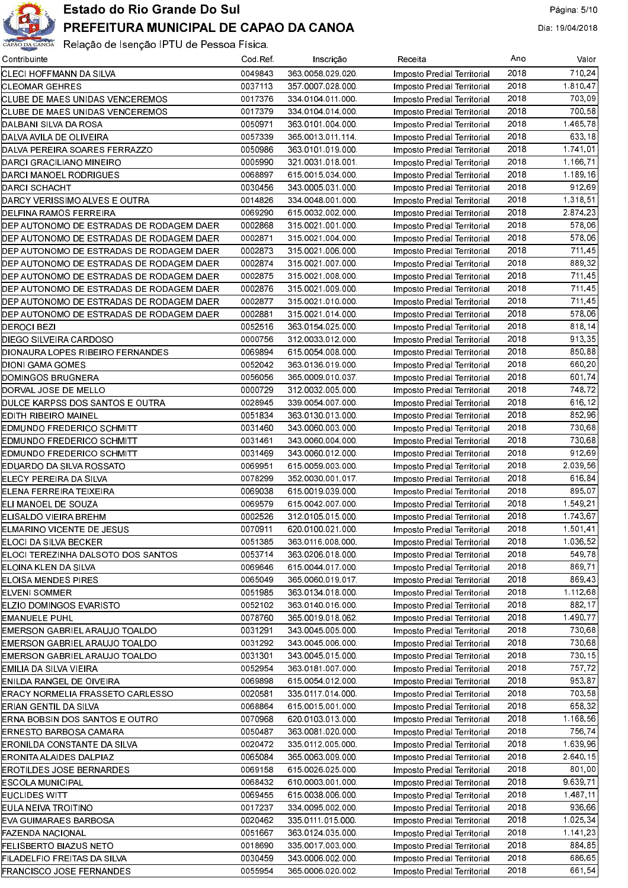# Estado do Rio Grande Do Sul

## PREFEITURA MUNICIPAL DE CAPAO DA CANOA

Relação de Isenção IPTU de Pessoa Física.

Dia: 19/04/2018

| Contribuinte | Cod.Ref. | Inscrição | Receita | Ano | Valor |
|---|---|---|---|---|---|
| CLECI HOFFMANN DA SILVA | 0049843 | 363.0058.029.020. | Imposto Predial Territorial | 2018 | 710,24 |
| CLEOMAR GEHRES | 0037113 | 357.0007.028.000. | Imposto Predial Territorial | 2018 | 1.810,47 |
| CLUBE DE MAES UNIDAS VENCEREMOS | 0017376 | 334.0104.011.000. | Imposto Predial Territorial | 2018 | 703,09 |
| CLUBE DE MAES UNIDAS VENCEREMOS | 0017379 | 334.0104.014.000. | Imposto Predial Territorial | 2018 | 700,58 |
| DALBANI SILVA DA ROSA | 0050971 | 363.0101.004.000. | Imposto Predial Territorial | 2018 | 1.465,78 |
| DALVA AVILA DE OLIVEIRA | 0057339 | 365.0013.011.114. | Imposto Predial Territorial | 2018 | 633,18 |
| DALVA PEREIRA SOARES FERRAZZO | 0050986 | 363.0101.019.000. | Imposto Predial Territorial | 2018 | 1.741,01 |
| DARCI GRACILIANO MINEIRO | 0005990 | 321.0031.018.001. | Imposto Predial Territorial | 2018 | 1.166,71 |
| DARCI MANOEL RODRIGUES | 0068897 | 615.0015.034.000. | Imposto Predial Territorial | 2018 | 1.189,16 |
| DARCI SCHACHT | 0030456 | 343.0005.031.000. | Imposto Predial Territorial | 2018 | 912,69 |
| DARCY VERISSIMO ALVES E OUTRA | 0014826 | 334.0048.001.000. | Imposto Predial Territorial | 2018 | 1.318,51 |
| DELFINA RAMOS FERREIRA | 0069290 | 615.0032.002.000. | Imposto Predial Territorial | 2018 | 2.874,23 |
| DEP AUTONOMO DE ESTRADAS DE RODAGEM DAER | 0002868 | 315.0021.001.000. | Imposto Predial Territorial | 2018 | 578,06 |
| DEP AUTONOMO DE ESTRADAS DE RODAGEM DAER | 0002871 | 315.0021.004.000. | Imposto Predial Territorial | 2018 | 578,06 |
| DEP AUTONOMO DE ESTRADAS DE RODAGEM DAER | 0002873 | 315.0021.006.000. | Imposto Predial Territorial | 2018 | 711,45 |
| DEP AUTONOMO DE ESTRADAS DE RODAGEM DAER | 0002874 | 315.0021.007.000. | Imposto Predial Territorial | 2018 | 889,32 |
| DEP AUTONOMO DE ESTRADAS DE RODAGEM DAER | 0002875 | 315.0021.008.000. | Imposto Predial Territorial | 2018 | 711,45 |
| DEP AUTONOMO DE ESTRADAS DE RODAGEM DAER | 0002876 | 315.0021.009.000. | Imposto Predial Territorial | 2018 | 711,45 |
| DEP AUTONOMO DE ESTRADAS DE RODAGEM DAER | 0002877 | 315.0021.010.000. | Imposto Predial Territorial | 2018 | 711,45 |
| DEP AUTONOMO DE ESTRADAS DE RODAGEM DAER | 0002881 | 315.0021.014.000. | Imposto Predial Territorial | 2018 | 578,06 |
| DEROCI BEZI | 0052516 | 363.0154.025.000. | Imposto Predial Territorial | 2018 | 818,14 |
| DIEGO SILVEIRA CARDOSO | 0000756 | 312.0033.012.000. | Imposto Predial Territorial | 2018 | 913,35 |
| DIONAURA LOPES RIBEIRO FERNANDES | 0069894 | 615.0054.008.000. | Imposto Predial Territorial | 2018 | 850,88 |
| DIONI GAMA GOMES | 0052042 | 363.0136.019.000. | Imposto Predial Territorial | 2018 | 660,20 |
| DOMINGOS BRUGNERA | 0056056 | 365.0009.010.037. | Imposto Predial Territorial | 2018 | 601,74 |
| DORVAL JOSE DE MELLO | 0000729 | 312.0032.005.000. | Imposto Predial Territorial | 2018 | 748,72 |
| DULCE KARPSS DOS SANTOS E OUTRA | 0028945 | 339.0054.007.000. | Imposto Predial Territorial | 2018 | 616,12 |
| EDITH RIBEIRO MAINEL | 0051834 | 363.0130.013.000. | Imposto Predial Territorial | 2018 | 852,96 |
| EDMUNDO FREDERICO SCHMITT | 0031460 | 343.0060.003.000. | Imposto Predial Territorial | 2018 | 730,68 |
| EDMUNDO FREDERICO SCHMITT | 0031461 | 343.0060.004.000. | Imposto Predial Territorial | 2018 | 730,68 |
| EDMUNDO FREDERICO SCHMITT | 0031469 | 343.0060.012.000. | Imposto Predial Territorial | 2018 | 912,69 |
| EDUARDO DA SILVA ROSSATO | 0069951 | 615.0059.003.000. | Imposto Predial Territorial | 2018 | 2.039,56 |
| ELECY PEREIRA DA SILVA | 0078299 | 352.0030.001.017. | Imposto Predial Territorial | 2018 | 616,84 |
| ELENA FERREIRA TEIXEIRA | 0069038 | 615.0019.039.000. | Imposto Predial Territorial | 2018 | 895,07 |
| ELI MANOEL DE SOUZA | 0069579 | 615.0042.007.000. | Imposto Predial Territorial | 2018 | 1.549,21 |
| ELISALDO VIEIRA BREHM | 0002526 | 312.0105.015.000. | Imposto Predial Territorial | 2018 | 1.743,67 |
| ELMARINO VICENTE DE JESUS | 0070911 | 620.0100.021.000. | Imposto Predial Territorial | 2018 | 1.501,41 |
| ELOCI DA SILVA BECKER | 0051385 | 363.0116.008.000. | Imposto Predial Territorial | 2018 | 1.036,52 |
| ELOCI TEREZINHA DALSOTO DOS SANTOS | 0053714 | 363.0206.018.000. | Imposto Predial Territorial | 2018 | 549,78 |
| ELOINA KLEN DA SILVA | 0069646 | 615.0044.017.000. | Imposto Predial Territorial | 2018 | 869,71 |
| ELOISA MENDES PIRES | 0065049 | 365.0060.019.017. | Imposto Predial Territorial | 2018 | 869,43 |
| ELVENI SOMMER | 0051985 | 363.0134.018.000. | Imposto Predial Territorial | 2018 | 1.112,68 |
| ELZIO DOMINGOS EVARISTO | 0052102 | 363.0140.016.000. | Imposto Predial Territorial | 2018 | 882,17 |
| EMANUELE PUHL | 0078760 | 365.0019.018.062. | Imposto Predial Territorial | 2018 | 1.490,77 |
| EMERSON GABRIEL ARAUJO TOALDO | 0031291 | 343.0045.005.000. | Imposto Predial Territorial | 2018 | 730,68 |
| EMERSON GABRIEL ARAUJO TOALDO | 0031292 | 343.0045.006.000. | Imposto Predial Territorial | 2018 | 730,68 |
| EMERSON GABRIEL ARAUJO TOALDO | 0031301 | 343.0045.015.000. | Imposto Predial Territorial | 2018 | 730,15 |
| EMILIA DA SILVA VIEIRA | 0052954 | 363.0181.007.000. | Imposto Predial Territorial | 2018 | 757,72 |
| ENILDA RANGEL DE OIVEIRA | 0069898 | 615.0054.012.000. | Imposto Predial Territorial | 2018 | 953,87 |
| ERACY NORMELIA FRASSETO CARLESSO | 0020581 | 335.0117.014.000. | Imposto Predial Territorial | 2018 | 703,58 |
| ERIAN GENTIL DA SILVA | 0068864 | 615.0015.001.000. | Imposto Predial Territorial | 2018 | 658,32 |
| ERNA BOBSIN DOS SANTOS E OUTRO | 0070968 | 620.0103.013.000. | Imposto Predial Territorial | 2018 | 1.168,56 |
| ERNESTO BARBOSA CAMARA | 0050487 | 363.0081.020.000. | Imposto Predial Territorial | 2018 | 756,74 |
| ERONILDA CONSTANTE DA SILVA | 0020472 | 335.0112.005.000. | Imposto Predial Territorial | 2018 | 1.639,96 |
| ERONITA ALAIDES DALPIAZ | 0065084 | 365.0063.009.000. | Imposto Predial Territorial | 2018 | 2.640,15 |
| EROTILDES JOSE BERNARDES | 0069158 | 615.0026.025.000. | Imposto Predial Territorial | 2018 | 801,00 |
| ESCOLA MUNICIPAL | 0068432 | 610.0003.001.000. | Imposto Predial Territorial | 2018 | 9.639,71 |
| EUCLIDES WITT | 0069455 | 615.0038.006.000. | Imposto Predial Territorial | 2018 | 1.487,11 |
| EULA NEIVA TROITINO | 0017237 | 334.0095.002.000. | Imposto Predial Territorial | 2018 | 936,66 |
| EVA GUIMARAES BARBOSA | 0020462 | 335.0111.015.000. | Imposto Predial Territorial | 2018 | 1.025,34 |
| FAZENDA NACIONAL | 0051667 | 363.0124.035.000. | Imposto Predial Territorial | 2018 | 1.141,23 |
| FELISBERTO BIAZUS NETO | 0018690 | 335.0017.003.000. | Imposto Predial Territorial | 2018 | 884,85 |
| FILADELFIO FREITAS DA SILVA | 0030459 | 343.0006.002.000. | Imposto Predial Territorial | 2018 | 686,65 |
| FRANCISCO JOSE FERNANDES | 0055954 | 365.0006.020.002. | Imposto Predial Territorial | 2018 | 661,54 |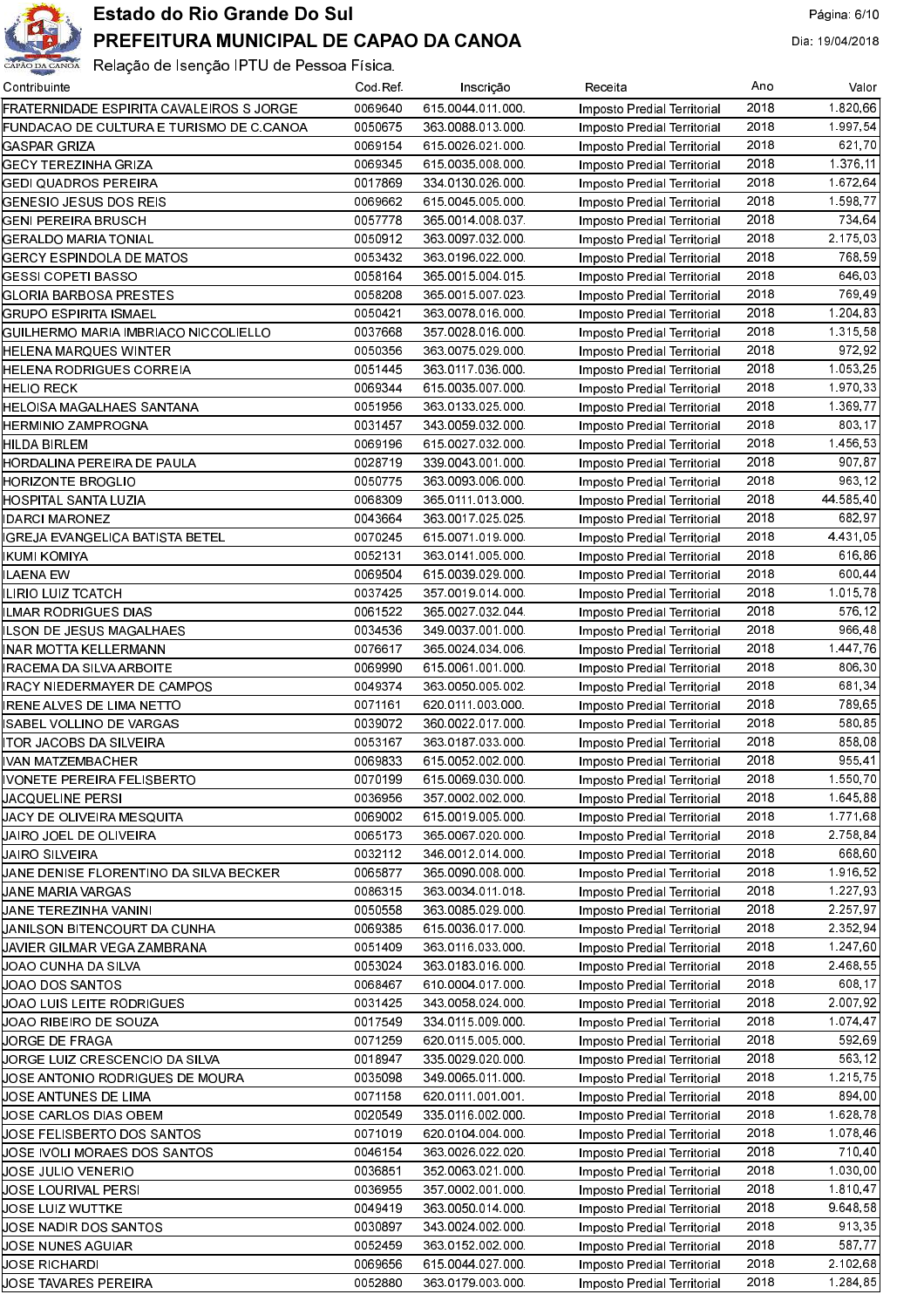# Estado do Rio Grande Do Sul

## PREFEITURA MUNICIPAL DE CAPAO DA CANOA

Relação de Isenção IPTU de Pessoa Física.

| Contribuinte | Cod.Ref. | Inscrição | Receita | Ano | Valor |
|---|---|---|---|---|---|
| FRATERNIDADE ESPIRITA CAVALEIROS S JORGE | 0069640 | 615.0044.011.000. | Imposto Predial Territorial | 2018 | 1.820,66 |
| FUNDACAO DE CULTURA E TURISMO DE C.CANOA | 0050675 | 363.0088.013.000. | Imposto Predial Territorial | 2018 | 1.997,54 |
| GASPAR GRIZA | 0069154 | 615.0026.021.000. | Imposto Predial Territorial | 2018 | 621,70 |
| GECY TEREZINHA GRIZA | 0069345 | 615.0035.008.000. | Imposto Predial Territorial | 2018 | 1.376,11 |
| GEDI QUADROS PEREIRA | 0017869 | 334.0130.026.000. | Imposto Predial Territorial | 2018 | 1.672,64 |
| GENESIO JESUS DOS REIS | 0069662 | 615.0045.005.000. | Imposto Predial Territorial | 2018 | 1.598,77 |
| GENI PEREIRA BRUSCH | 0057778 | 365.0014.008.037. | Imposto Predial Territorial | 2018 | 734,64 |
| GERALDO MARIA TONIAL | 0050912 | 363.0097.032.000. | Imposto Predial Territorial | 2018 | 2.175,03 |
| GERCY ESPINDOLA DE MATOS | 0053432 | 363.0196.022.000. | Imposto Predial Territorial | 2018 | 768,59 |
| GESSI COPETI BASSO | 0058164 | 365.0015.004.015. | Imposto Predial Territorial | 2018 | 646,03 |
| GLORIA BARBOSA PRESTES | 0058208 | 365.0015.007.023. | Imposto Predial Territorial | 2018 | 769,49 |
| GRUPO ESPIRITA ISMAEL | 0050421 | 363.0078.016.000. | Imposto Predial Territorial | 2018 | 1.204,83 |
| GUILHERMO MARIA IMBRIACO NICCOLIELLO | 0037668 | 357.0028.016.000. | Imposto Predial Territorial | 2018 | 1.315,58 |
| HELENA MARQUES WINTER | 0050356 | 363.0075.029.000. | Imposto Predial Territorial | 2018 | 972,92 |
| HELENA RODRIGUES CORREIA | 0051445 | 363.0117.036.000. | Imposto Predial Territorial | 2018 | 1.053,25 |
| HELIO RECK | 0069344 | 615.0035.007.000. | Imposto Predial Territorial | 2018 | 1.970,33 |
| HELOISA MAGALHAES SANTANA | 0051956 | 363.0133.025.000. | Imposto Predial Territorial | 2018 | 1.369,77 |
| HERMINIO ZAMPROGNA | 0031457 | 343.0059.032.000. | Imposto Predial Territorial | 2018 | 803,17 |
| HILDA BIRLEM | 0069196 | 615.0027.032.000. | Imposto Predial Territorial | 2018 | 1.456,53 |
| HORDALINA PEREIRA DE PAULA | 0028719 | 339.0043.001.000. | Imposto Predial Territorial | 2018 | 907,87 |
| HORIZONTE BROGLIO | 0050775 | 363.0093.006.000. | Imposto Predial Territorial | 2018 | 963,12 |
| HOSPITAL SANTA LUZIA | 0068309 | 365.0111.013.000. | Imposto Predial Territorial | 2018 | 44.585,40 |
| IDARCI MARONEZ | 0043664 | 363.0017.025.025. | Imposto Predial Territorial | 2018 | 682,97 |
| IGREJA EVANGELICA BATISTA BETEL | 0070245 | 615.0071.019.000. | Imposto Predial Territorial | 2018 | 4.431,05 |
| IKUMI KOMIYA | 0052131 | 363.0141.005.000. | Imposto Predial Territorial | 2018 | 616,86 |
| ILAENA EW | 0069504 | 615.0039.029.000. | Imposto Predial Territorial | 2018 | 600,44 |
| ILIRIO LUIZ TCATCH | 0037425 | 357.0019.014.000. | Imposto Predial Territorial | 2018 | 1.015,78 |
| ILMAR RODRIGUES DIAS | 0061522 | 365.0027.032.044. | Imposto Predial Territorial | 2018 | 576,12 |
| ILSON DE JESUS MAGALHAES | 0034536 | 349.0037.001.000. | Imposto Predial Territorial | 2018 | 966,48 |
| INAR MOTTA KELLERMANN | 0076617 | 365.0024.034.006. | Imposto Predial Territorial | 2018 | 1.447,76 |
| IRACEMA DA SILVA ARBOITE | 0069990 | 615.0061.001.000. | Imposto Predial Territorial | 2018 | 806,30 |
| IRACY NIEDERMAYER DE CAMPOS | 0049374 | 363.0050.005.002. | Imposto Predial Territorial | 2018 | 681,34 |
| IRENE ALVES DE LIMA NETTO | 0071161 | 620.0111.003.000. | Imposto Predial Territorial | 2018 | 789,65 |
| ISABEL VOLLINO DE VARGAS | 0039072 | 360.0022.017.000. | Imposto Predial Territorial | 2018 | 580,85 |
| ITOR JACOBS DA SILVEIRA | 0053167 | 363.0187.033.000. | Imposto Predial Territorial | 2018 | 858,08 |
| IVAN MATZEMBACHER | 0069833 | 615.0052.002.000. | Imposto Predial Territorial | 2018 | 955,41 |
| IVONETE PEREIRA FELISBERTO | 0070199 | 615.0069.030.000. | Imposto Predial Territorial | 2018 | 1.550,70 |
| JACQUELINE PERSI | 0036956 | 357.0002.002.000. | Imposto Predial Territorial | 2018 | 1.645,88 |
| JACY DE OLIVEIRA MESQUITA | 0069002 | 615.0019.005.000. | Imposto Predial Territorial | 2018 | 1.771,68 |
| JAIRO JOEL DE OLIVEIRA | 0065173 | 365.0067.020.000. | Imposto Predial Territorial | 2018 | 2.758,84 |
| JAIRO SILVEIRA | 0032112 | 346.0012.014.000. | Imposto Predial Territorial | 2018 | 668,60 |
| JANE DENISE FLORENTINO DA SILVA BECKER | 0065877 | 365.0090.008.000. | Imposto Predial Territorial | 2018 | 1.916,52 |
| JANE MARIA VARGAS | 0086315 | 363.0034.011.018. | Imposto Predial Territorial | 2018 | 1.227,93 |
| JANE TEREZINHA VANINI | 0050558 | 363.0085.029.000. | Imposto Predial Territorial | 2018 | 2.257,97 |
| JANILSON BITENCOURT DA CUNHA | 0069385 | 615.0036.017.000. | Imposto Predial Territorial | 2018 | 2.352,94 |
| JAVIER GILMAR VEGA ZAMBRANA | 0051409 | 363.0116.033.000. | Imposto Predial Territorial | 2018 | 1.247,60 |
| JOAO CUNHA DA SILVA | 0053024 | 363.0183.016.000. | Imposto Predial Territorial | 2018 | 2.468,55 |
| JOAO DOS SANTOS | 0068467 | 610.0004.017.000. | Imposto Predial Territorial | 2018 | 608,17 |
| JOAO LUIS LEITE RODRIGUES | 0031425 | 343.0058.024.000. | Imposto Predial Territorial | 2018 | 2.007,92 |
| JOAO RIBEIRO DE SOUZA | 0017549 | 334.0115.009.000. | Imposto Predial Territorial | 2018 | 1.074,47 |
| JORGE DE FRAGA | 0071259 | 620.0115.005.000. | Imposto Predial Territorial | 2018 | 592,69 |
| JORGE LUIZ CRESCENCIO DA SILVA | 0018947 | 335.0029.020.000. | Imposto Predial Territorial | 2018 | 563,12 |
| JOSE ANTONIO RODRIGUES DE MOURA | 0035098 | 349.0065.011.000. | Imposto Predial Territorial | 2018 | 1.215,75 |
| JOSE ANTUNES DE LIMA | 0071158 | 620.0111.001.001. | Imposto Predial Territorial | 2018 | 894,00 |
| JOSE CARLOS DIAS OBEM | 0020549 | 335.0116.002.000. | Imposto Predial Territorial | 2018 | 1.628,78 |
| JOSE FELISBERTO DOS SANTOS | 0071019 | 620.0104.004.000. | Imposto Predial Territorial | 2018 | 1.078,46 |
| JOSE IVOLI MORAES DOS SANTOS | 0046154 | 363.0026.022.020. | Imposto Predial Territorial | 2018 | 710,40 |
| JOSE JULIO VENERIO | 0036851 | 352.0063.021.000. | Imposto Predial Territorial | 2018 | 1.030,00 |
| JOSE LOURIVAL PERSI | 0036955 | 357.0002.001.000. | Imposto Predial Territorial | 2018 | 1.810,47 |
| JOSE LUIZ WUTTKE | 0049419 | 363.0050.014.000. | Imposto Predial Territorial | 2018 | 9.648,58 |
| JOSE NADIR DOS SANTOS | 0030897 | 343.0024.002.000. | Imposto Predial Territorial | 2018 | 913,35 |
| JOSE NUNES AGUIAR | 0052459 | 363.0152.002.000. | Imposto Predial Territorial | 2018 | 587,77 |
| JOSE RICHARDI | 0069656 | 615.0044.027.000. | Imposto Predial Territorial | 2018 | 2.102,68 |
| JOSE TAVARES PEREIRA | 0052880 | 363.0179.003.000. | Imposto Predial Territorial | 2018 | 1.284,85 |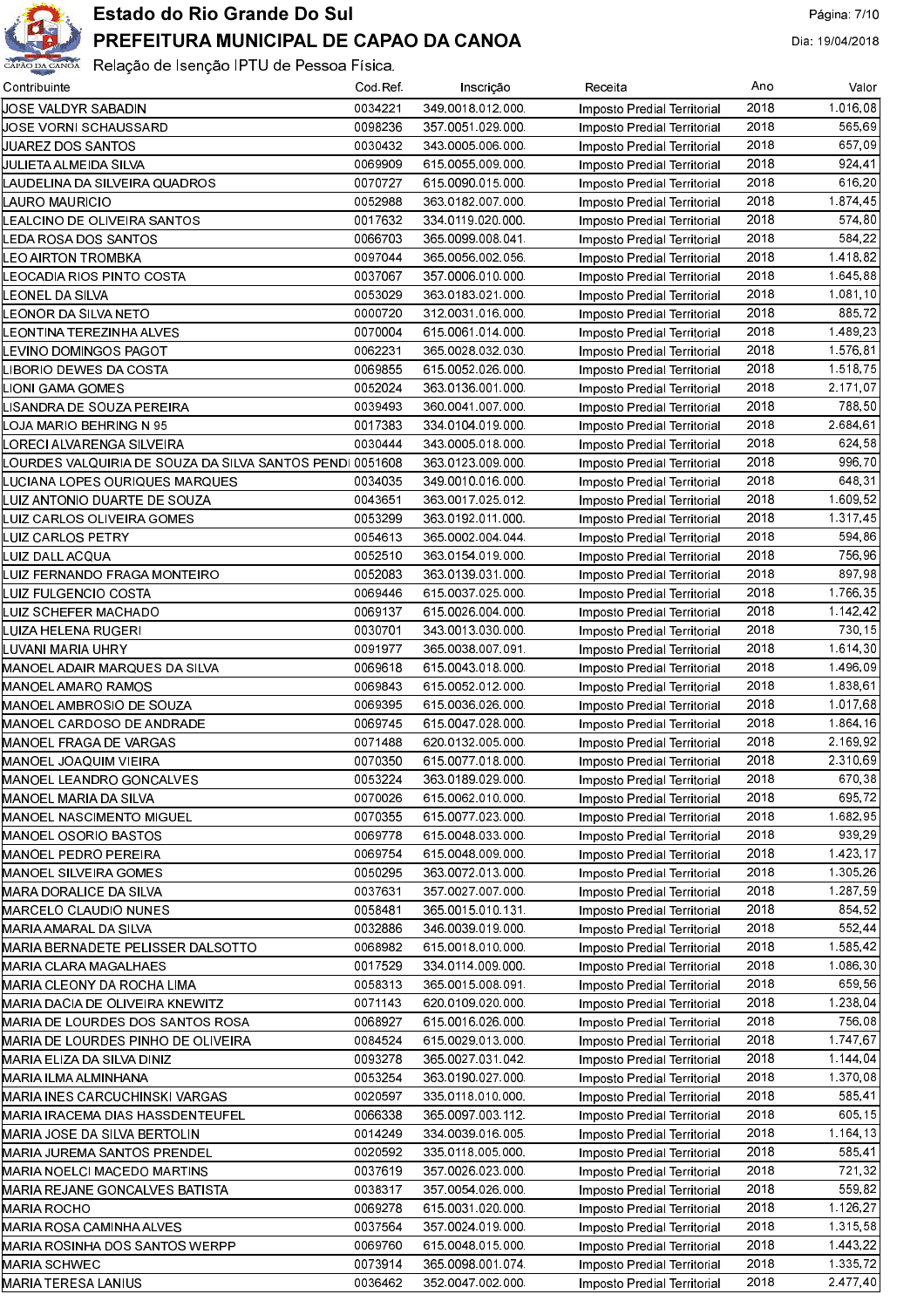# Estado do Rio Grande Do Sul

## PREFEITURA MUNICIPAL DE CAPAO DA CANOA

Relação de Isenção IPTU de Pessoa Física.

| Contribuinte | Cod.Ref. | Inscrição | Receita | Ano | Valor |
|---|---|---|---|---|---|
| JOSE VALDYR SABADIN | 0034221 | 349.0018.012.000. | Imposto Predial Territorial | 2018 | 1.016,08 |
| JOSE VORNI SCHAUSSARD | 0098236 | 357.0051.029.000. | Imposto Predial Territorial | 2018 | 565,69 |
| JUAREZ DOS SANTOS | 0030432 | 343.0005.006.000. | Imposto Predial Territorial | 2018 | 657,09 |
| JULIETA ALMEIDA SILVA | 0069909 | 615.0055.009.000. | Imposto Predial Territorial | 2018 | 924,41 |
| LAUDELINA DA SILVEIRA QUADROS | 0070727 | 615.0090.015.000. | Imposto Predial Territorial | 2018 | 616,20 |
| LAURO MAURICIO | 0052988 | 363.0182.007.000. | Imposto Predial Territorial | 2018 | 1.874,45 |
| LEALCINO DE OLIVEIRA SANTOS | 0017632 | 334.0119.020.000. | Imposto Predial Territorial | 2018 | 574,80 |
| LEDA ROSA DOS SANTOS | 0066703 | 365.0099.008.041. | Imposto Predial Territorial | 2018 | 584,22 |
| LEO AIRTON TROMBKA | 0097044 | 365.0056.002.056. | Imposto Predial Territorial | 2018 | 1.418,82 |
| LEOCADIA RIOS PINTO COSTA | 0037067 | 357.0006.010.000. | Imposto Predial Territorial | 2018 | 1.645,88 |
| LEONEL DA SILVA | 0053029 | 363.0183.021.000. | Imposto Predial Territorial | 2018 | 1.081,10 |
| LEONOR DA SILVA NETO | 0000720 | 312.0031.016.000. | Imposto Predial Territorial | 2018 | 885,72 |
| LEONTINA TEREZINHA ALVES | 0070004 | 615.0061.014.000. | Imposto Predial Territorial | 2018 | 1.489,23 |
| LEVINO DOMINGOS PAGOT | 0062231 | 365.0028.032.030. | Imposto Predial Territorial | 2018 | 1.576,81 |
| LIBORIO DEWES DA COSTA | 0069855 | 615.0052.026.000. | Imposto Predial Territorial | 2018 | 1.518,75 |
| LIONI GAMA GOMES | 0052024 | 363.0136.001.000. | Imposto Predial Territorial | 2018 | 2.171,07 |
| LISANDRA DE SOUZA PEREIRA | 0039493 | 360.0041.007.000. | Imposto Predial Territorial | 2018 | 788,50 |
| LOJA MARIO BEHRING N 95 | 0017383 | 334.0104.019.000. | Imposto Predial Territorial | 2018 | 2.684,61 |
| LORECI ALVARENGA SILVEIRA | 0030444 | 343.0005.018.000. | Imposto Predial Territorial | 2018 | 624,58 |
| LOURDES VALQUIRIA DE SOUZA DA SILVA SANTOS PENDI | 0051608 | 363.0123.009.000. | Imposto Predial Territorial | 2018 | 996,70 |
| LUCIANA LOPES OURIQUES MARQUES | 0034035 | 349.0010.016.000. | Imposto Predial Territorial | 2018 | 648,31 |
| LUIZ ANTONIO DUARTE DE SOUZA | 0043651 | 363.0017.025.012. | Imposto Predial Territorial | 2018 | 1.609,52 |
| LUIZ CARLOS OLIVEIRA GOMES | 0053299 | 363.0192.011.000. | Imposto Predial Territorial | 2018 | 1.317,45 |
| LUIZ CARLOS PETRY | 0054613 | 365.0002.004.044. | Imposto Predial Territorial | 2018 | 594,86 |
| LUIZ DALL ACQUA | 0052510 | 363.0154.019.000. | Imposto Predial Territorial | 2018 | 756,96 |
| LUIZ FERNANDO FRAGA MONTEIRO | 0052083 | 363.0139.031.000. | Imposto Predial Territorial | 2018 | 897,98 |
| LUIZ FULGENCIO COSTA | 0069446 | 615.0037.025.000. | Imposto Predial Territorial | 2018 | 1.766,35 |
| LUIZ SCHEFER MACHADO | 0069137 | 615.0026.004.000. | Imposto Predial Territorial | 2018 | 1.142,42 |
| LUIZA HELENA RUGERI | 0030701 | 343.0013.030.000. | Imposto Predial Territorial | 2018 | 730,15 |
| LUVANI MARIA UHRY | 0091977 | 365.0038.007.091. | Imposto Predial Territorial | 2018 | 1.614,30 |
| MANOEL ADAIR MARQUES DA SILVA | 0069618 | 615.0043.018.000. | Imposto Predial Territorial | 2018 | 1.496,09 |
| MANOEL AMARO RAMOS | 0069843 | 615.0052.012.000. | Imposto Predial Territorial | 2018 | 1.838,61 |
| MANOEL AMBROSIO DE SOUZA | 0069395 | 615.0036.026.000. | Imposto Predial Territorial | 2018 | 1.017,68 |
| MANOEL CARDOSO DE ANDRADE | 0069745 | 615.0047.028.000. | Imposto Predial Territorial | 2018 | 1.864,16 |
| MANOEL FRAGA DE VARGAS | 0071488 | 620.0132.005.000. | Imposto Predial Territorial | 2018 | 2.169,92 |
| MANOEL JOAQUIM VIEIRA | 0070350 | 615.0077.018.000. | Imposto Predial Territorial | 2018 | 2.310,69 |
| MANOEL LEANDRO GONCALVES | 0053224 | 363.0189.029.000. | Imposto Predial Territorial | 2018 | 670,38 |
| MANOEL MARIA DA SILVA | 0070026 | 615.0062.010.000. | Imposto Predial Territorial | 2018 | 695,72 |
| MANOEL NASCIMENTO MIGUEL | 0070355 | 615.0077.023.000. | Imposto Predial Territorial | 2018 | 1.682,95 |
| MANOEL OSORIO BASTOS | 0069778 | 615.0048.033.000. | Imposto Predial Territorial | 2018 | 939,29 |
| MANOEL PEDRO PEREIRA | 0069754 | 615.0048.009.000. | Imposto Predial Territorial | 2018 | 1.423,17 |
| MANOEL SILVEIRA GOMES | 0050295 | 363.0072.013.000. | Imposto Predial Territorial | 2018 | 1.305,26 |
| MARA DORALICE DA SILVA | 0037631 | 357.0027.007.000. | Imposto Predial Territorial | 2018 | 1.287,59 |
| MARCELO CLAUDIO NUNES | 0058481 | 365.0015.010.131. | Imposto Predial Territorial | 2018 | 854,52 |
| MARIA AMARAL DA SILVA | 0032886 | 346.0039.019.000. | Imposto Predial Territorial | 2018 | 552,44 |
| MARIA BERNADETE PELISSER DALSOTTO | 0068982 | 615.0018.010.000. | Imposto Predial Territorial | 2018 | 1.585,42 |
| MARIA CLARA MAGALHAES | 0017529 | 334.0114.009.000. | Imposto Predial Territorial | 2018 | 1.086,30 |
| MARIA CLEONY DA ROCHA LIMA | 0058313 | 365.0015.008.091. | Imposto Predial Territorial | 2018 | 659,56 |
| MARIA DACIA DE OLIVEIRA KNEWITZ | 0071143 | 620.0109.020.000. | Imposto Predial Territorial | 2018 | 1.238,04 |
| MARIA DE LOURDES DOS SANTOS ROSA | 0068927 | 615.0016.026.000. | Imposto Predial Territorial | 2018 | 756,08 |
| MARIA DE LOURDES PINHO DE OLIVEIRA | 0084524 | 615.0029.013.000. | Imposto Predial Territorial | 2018 | 1.747,67 |
| MARIA ELIZA DA SILVA DINIZ | 0093278 | 365.0027.031.042. | Imposto Predial Territorial | 2018 | 1.144,04 |
| MARIA ILMA ALMINHANA | 0053254 | 363.0190.027.000. | Imposto Predial Territorial | 2018 | 1.370,08 |
| MARIA INES CARCUCHINSKI VARGAS | 0020597 | 335.0118.010.000. | Imposto Predial Territorial | 2018 | 585,41 |
| MARIA IRACEMA DIAS HASSDENTEUFEL | 0066338 | 365.0097.003.112. | Imposto Predial Territorial | 2018 | 605,15 |
| MARIA JOSE DA SILVA BERTOLIN | 0014249 | 334.0039.016.005. | Imposto Predial Territorial | 2018 | 1.164,13 |
| MARIA JUREMA SANTOS PRENDEL | 0020592 | 335.0118.005.000. | Imposto Predial Territorial | 2018 | 585,41 |
| MARIA NOELCI MACEDO MARTINS | 0037619 | 357.0026.023.000. | Imposto Predial Territorial | 2018 | 721,32 |
| MARIA REJANE GONCALVES BATISTA | 0038317 | 357.0054.026.000. | Imposto Predial Territorial | 2018 | 559,82 |
| MARIA ROCHO | 0069278 | 615.0031.020.000. | Imposto Predial Territorial | 2018 | 1.126,27 |
| MARIA ROSA CAMINHA ALVES | 0037564 | 357.0024.019.000. | Imposto Predial Territorial | 2018 | 1.315,58 |
| MARIA ROSINHA DOS SANTOS WERPP | 0069760 | 615.0048.015.000. | Imposto Predial Territorial | 2018 | 1.443,22 |
| MARIA SCHWEC | 0073914 | 365.0098.001.074. | Imposto Predial Territorial | 2018 | 1.335,72 |
| MARIA TERESA LANIUS | 0036462 | 352.0047.002.000. | Imposto Predial Territorial | 2018 | 2.477,40 |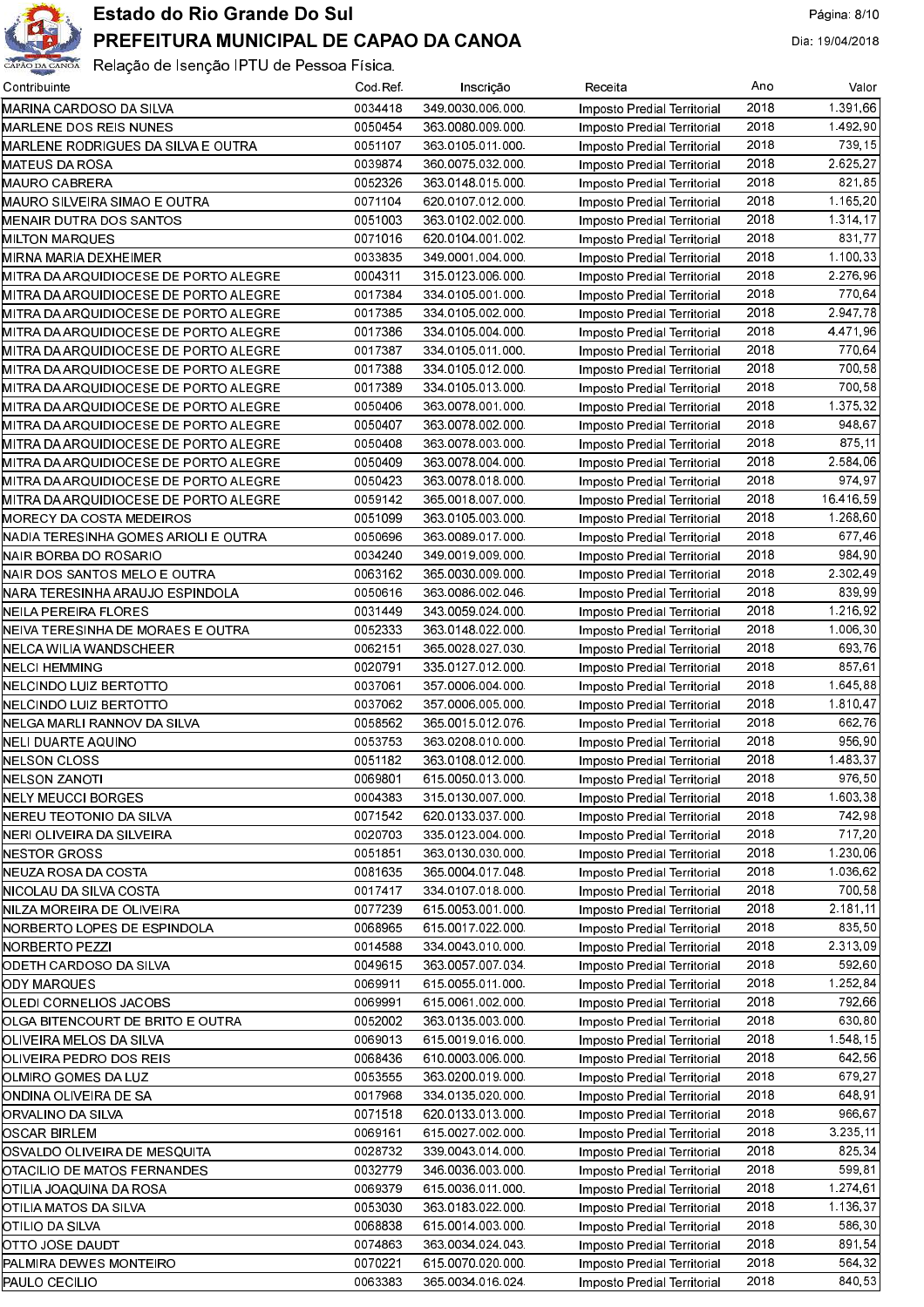Estado do Rio Grande Do Sul

PREFEITURA MUNICIPAL DE CAPAO DA CANOA

Relação de Isenção IPTU de Pessoa Física.

Dia: 19/04/2018

| Contribuinte | Cod.Ref. | Inscrição | Receita | Ano | Valor |
|---|---|---|---|---|---|
| MARINA CARDOSO DA SILVA | 0034418 | 349.0030.006.000. | Imposto Predial Territorial | 2018 | 1.391,66 |
| MARLENE DOS REIS NUNES | 0050454 | 363.0080.009.000. | Imposto Predial Territorial | 2018 | 1.492,90 |
| MARLENE RODRIGUES DA SILVA E OUTRA | 0051107 | 363.0105.011.000. | Imposto Predial Territorial | 2018 | 739,15 |
| MATEUS DA ROSA | 0039874 | 360.0075.032.000. | Imposto Predial Territorial | 2018 | 2.625,27 |
| MAURO CABRERA | 0052326 | 363.0148.015.000. | Imposto Predial Territorial | 2018 | 821,85 |
| MAURO SILVEIRA SIMAO E OUTRA | 0071104 | 620.0107.012.000. | Imposto Predial Territorial | 2018 | 1.165,20 |
| MENAIR DUTRA DOS SANTOS | 0051003 | 363.0102.002.000. | Imposto Predial Territorial | 2018 | 1.314,17 |
| MILTON MARQUES | 0071016 | 620.0104.001.002. | Imposto Predial Territorial | 2018 | 831,77 |
| MIRNA MARIA DEXHEIMER | 0033835 | 349.0001.004.000. | Imposto Predial Territorial | 2018 | 1.100,33 |
| MITRA DA ARQUIDIOCESE DE PORTO ALEGRE | 0004311 | 315.0123.006.000. | Imposto Predial Territorial | 2018 | 2.276,96 |
| MITRA DA ARQUIDIOCESE DE PORTO ALEGRE | 0017384 | 334.0105.001.000. | Imposto Predial Territorial | 2018 | 770,64 |
| MITRA DA ARQUIDIOCESE DE PORTO ALEGRE | 0017385 | 334.0105.002.000. | Imposto Predial Territorial | 2018 | 2.947,78 |
| MITRA DA ARQUIDIOCESE DE PORTO ALEGRE | 0017386 | 334.0105.004.000. | Imposto Predial Territorial | 2018 | 4.471,96 |
| MITRA DA ARQUIDIOCESE DE PORTO ALEGRE | 0017387 | 334.0105.011.000. | Imposto Predial Territorial | 2018 | 770,64 |
| MITRA DA ARQUIDIOCESE DE PORTO ALEGRE | 0017388 | 334.0105.012.000. | Imposto Predial Territorial | 2018 | 700,58 |
| MITRA DA ARQUIDIOCESE DE PORTO ALEGRE | 0017389 | 334.0105.013.000. | Imposto Predial Territorial | 2018 | 700,58 |
| MITRA DA ARQUIDIOCESE DE PORTO ALEGRE | 0050406 | 363.0078.001.000. | Imposto Predial Territorial | 2018 | 1.375,32 |
| MITRA DA ARQUIDIOCESE DE PORTO ALEGRE | 0050407 | 363.0078.002.000. | Imposto Predial Territorial | 2018 | 948,67 |
| MITRA DA ARQUIDIOCESE DE PORTO ALEGRE | 0050408 | 363.0078.003.000. | Imposto Predial Territorial | 2018 | 875,11 |
| MITRA DA ARQUIDIOCESE DE PORTO ALEGRE | 0050409 | 363.0078.004.000. | Imposto Predial Territorial | 2018 | 2.584,06 |
| MITRA DA ARQUIDIOCESE DE PORTO ALEGRE | 0050423 | 363.0078.018.000. | Imposto Predial Territorial | 2018 | 974,97 |
| MITRA DA ARQUIDIOCESE DE PORTO ALEGRE | 0059142 | 365.0018.007.000. | Imposto Predial Territorial | 2018 | 16.416,59 |
| MORECY DA COSTA MEDEIROS | 0051099 | 363.0105.003.000. | Imposto Predial Territorial | 2018 | 1.268,60 |
| NADIA TERESINHA GOMES ARIOLI E OUTRA | 0050696 | 363.0089.017.000. | Imposto Predial Territorial | 2018 | 677,46 |
| NAIR BORBA DO ROSARIO | 0034240 | 349.0019.009.000. | Imposto Predial Territorial | 2018 | 984,90 |
| NAIR DOS SANTOS MELO E OUTRA | 0063162 | 365.0030.009.000. | Imposto Predial Territorial | 2018 | 2.302,49 |
| NARA TERESINHA ARAUJO ESPINDOLA | 0050616 | 363.0086.002.046. | Imposto Predial Territorial | 2018 | 839,99 |
| NEILA PEREIRA FLORES | 0031449 | 343.0059.024.000. | Imposto Predial Territorial | 2018 | 1.216,92 |
| NEIVA TERESINHA DE MORAES E OUTRA | 0052333 | 363.0148.022.000. | Imposto Predial Territorial | 2018 | 1.006,30 |
| NELCA WILIA WANDSCHEER | 0062151 | 365.0028.027.030. | Imposto Predial Territorial | 2018 | 693,76 |
| NELCI HEMMING | 0020791 | 335.0127.012.000. | Imposto Predial Territorial | 2018 | 857,61 |
| NELCINDO LUIZ BERTOTTO | 0037061 | 357.0006.004.000. | Imposto Predial Territorial | 2018 | 1.645,88 |
| NELCINDO LUIZ BERTOTTO | 0037062 | 357.0006.005.000. | Imposto Predial Territorial | 2018 | 1.810,47 |
| NELGA MARLI RANNOV DA SILVA | 0058562 | 365.0015.012.076. | Imposto Predial Territorial | 2018 | 662,76 |
| NELI DUARTE AQUINO | 0053753 | 363.0208.010.000. | Imposto Predial Territorial | 2018 | 956,90 |
| NELSON CLOSS | 0051182 | 363.0108.012.000. | Imposto Predial Territorial | 2018 | 1.483,37 |
| NELSON ZANOTI | 0069801 | 615.0050.013.000. | Imposto Predial Territorial | 2018 | 976,50 |
| NELY MEUCCI BORGES | 0004383 | 315.0130.007.000. | Imposto Predial Territorial | 2018 | 1.603,38 |
| NEREU TEOTONIO DA SILVA | 0071542 | 620.0133.037.000. | Imposto Predial Territorial | 2018 | 742,98 |
| NERI OLIVEIRA DA SILVEIRA | 0020703 | 335.0123.004.000. | Imposto Predial Territorial | 2018 | 717,20 |
| NESTOR GROSS | 0051851 | 363.0130.030.000. | Imposto Predial Territorial | 2018 | 1.230,06 |
| NEUZA ROSA DA COSTA | 0081635 | 365.0004.017.048. | Imposto Predial Territorial | 2018 | 1.036,62 |
| NICOLAU DA SILVA COSTA | 0017417 | 334.0107.018.000. | Imposto Predial Territorial | 2018 | 700,58 |
| NILZA MOREIRA DE OLIVEIRA | 0077239 | 615.0053.001.000. | Imposto Predial Territorial | 2018 | 2.181,11 |
| NORBERTO LOPES DE ESPINDOLA | 0068965 | 615.0017.022.000. | Imposto Predial Territorial | 2018 | 835,50 |
| NORBERTO PEZZI | 0014588 | 334.0043.010.000. | Imposto Predial Territorial | 2018 | 2.313,09 |
| ODETH CARDOSO DA SILVA | 0049615 | 363.0057.007.034. | Imposto Predial Territorial | 2018 | 592,60 |
| ODY MARQUES | 0069911 | 615.0055.011.000. | Imposto Predial Territorial | 2018 | 1.252,84 |
| OLEDI CORNELIOS JACOBS | 0069991 | 615.0061.002.000. | Imposto Predial Territorial | 2018 | 792,66 |
| OLGA BITENCOURT DE BRITO E OUTRA | 0052002 | 363.0135.003.000. | Imposto Predial Territorial | 2018 | 630,80 |
| OLIVEIRA MELOS DA SILVA | 0069013 | 615.0019.016.000. | Imposto Predial Territorial | 2018 | 1.548,15 |
| OLIVEIRA PEDRO DOS REIS | 0068436 | 610.0003.006.000. | Imposto Predial Territorial | 2018 | 642,56 |
| OLMIRO GOMES DA LUZ | 0053555 | 363.0200.019.000. | Imposto Predial Territorial | 2018 | 679,27 |
| ONDINA OLIVEIRA DE SA | 0017968 | 334.0135.020.000. | Imposto Predial Territorial | 2018 | 648,91 |
| ORVALINO DA SILVA | 0071518 | 620.0133.013.000. | Imposto Predial Territorial | 2018 | 966,67 |
| OSCAR BIRLEM | 0069161 | 615.0027.002.000. | Imposto Predial Territorial | 2018 | 3.235,11 |
| OSVALDO OLIVEIRA DE MESQUITA | 0028732 | 339.0043.014.000. | Imposto Predial Territorial | 2018 | 825,34 |
| OTACILIO DE MATOS FERNANDES | 0032779 | 346.0036.003.000. | Imposto Predial Territorial | 2018 | 599,81 |
| OTILIA JOAQUINA DA ROSA | 0069379 | 615.0036.011.000. | Imposto Predial Territorial | 2018 | 1.274,61 |
| OTILIA MATOS DA SILVA | 0053030 | 363.0183.022.000. | Imposto Predial Territorial | 2018 | 1.136,37 |
| OTILIO DA SILVA | 0068838 | 615.0014.003.000. | Imposto Predial Territorial | 2018 | 586,30 |
| OTTO JOSE DAUDT | 0074863 | 363.0034.024.043. | Imposto Predial Territorial | 2018 | 891,54 |
| PALMIRA DEWES MONTEIRO | 0070221 | 615.0070.020.000. | Imposto Predial Territorial | 2018 | 564,32 |
| PAULO CECILIO | 0063383 | 365.0034.016.024. | Imposto Predial Territorial | 2018 | 840,53 |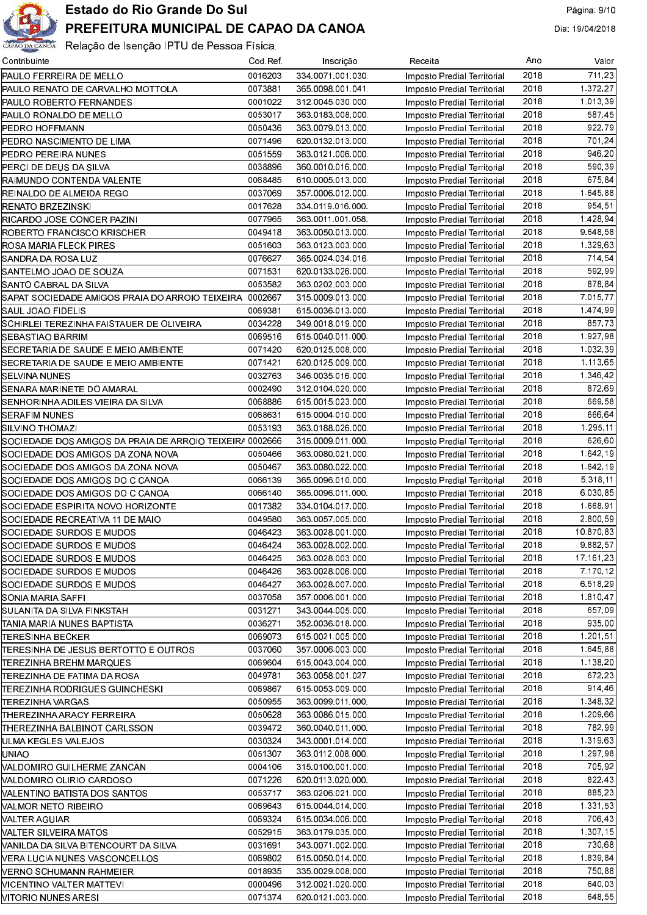# Estado do Rio Grande Do Sul

## PREFEITURA MUNICIPAL DE CAPAO DA CANOA

Relação de Isenção IPTU de Pessoa Física.

| Contribuinte | Cod.Ref. | Inscrição | Receita | Ano | Valor |
|---|---|---|---|---|---|
| PAULO FERREIRA DE MELLO | 0016203 | 334.0071.001.030. | Imposto Predial Territorial | 2018 | 711,23 |
| PAULO RENATO DE CARVALHO MOTTOLA | 0073881 | 365.0098.001.041. | Imposto Predial Territorial | 2018 | 1.372,27 |
| PAULO ROBERTO FERNANDES | 0001022 | 312.0045.030.000. | Imposto Predial Territorial | 2018 | 1.013,39 |
| PAULO RONALDO DE MELLO | 0053017 | 363.0183.008.000. | Imposto Predial Territorial | 2018 | 587,45 |
| PEDRO HOFFMANN | 0050436 | 363.0079.013.000. | Imposto Predial Territorial | 2018 | 922,79 |
| PEDRO NASCIMENTO DE LIMA | 0071496 | 620.0132.013.000. | Imposto Predial Territorial | 2018 | 701,24 |
| PEDRO PEREIRA NUNES | 0051559 | 363.0121.006.000. | Imposto Predial Territorial | 2018 | 946,20 |
| PERCI DE DEUS DA SILVA | 0038896 | 360.0010.016.000. | Imposto Predial Territorial | 2018 | 590,39 |
| RAIMUNDO CONTENDA VALENTE | 0068485 | 610.0005.013.000. | Imposto Predial Territorial | 2018 | 675,84 |
| REINALDO DE ALMEIDA REGO | 0037069 | 357.0006.012.000. | Imposto Predial Territorial | 2018 | 1.645,88 |
| RENATO BRZEZINSKI | 0017628 | 334.0119.016.000. | Imposto Predial Territorial | 2018 | 954,51 |
| RICARDO JOSE CONCER PAZINI | 0077965 | 363.0011.001.058. | Imposto Predial Territorial | 2018 | 1.428,94 |
| ROBERTO FRANCISCO KRISCHER | 0049418 | 363.0050.013.000. | Imposto Predial Territorial | 2018 | 9.648,58 |
| ROSA MARIA FLECK PIRES | 0051603 | 363.0123.003.000. | Imposto Predial Territorial | 2018 | 1.329,63 |
| SANDRA DA ROSA LUZ | 0076627 | 365.0024.034.016. | Imposto Predial Territorial | 2018 | 714,54 |
| SANTELMO JOAO DE SOUZA | 0071531 | 620.0133.026.000. | Imposto Predial Territorial | 2018 | 592,99 |
| SANTO CABRAL DA SILVA | 0053582 | 363.0202.003.000. | Imposto Predial Territorial | 2018 | 878,84 |
| SAPAT SOCIEDADE AMIGOS PRAIA DO ARROIO TEIXEIRA | 0002667 | 315.0009.013.000. | Imposto Predial Territorial | 2018 | 7.015,77 |
| SAUL JOAO FIDELIS | 0069381 | 615.0036.013.000. | Imposto Predial Territorial | 2018 | 1.474,99 |
| SCHIRLEI TEREZINHA FAISTAUER DE OLIVEIRA | 0034228 | 349.0018.019.000. | Imposto Predial Territorial | 2018 | 857,73 |
| SEBASTIAO BARRIM | 0069516 | 615.0040.011.000. | Imposto Predial Territorial | 2018 | 1.927,98 |
| SECRETARIA DE SAUDE E MEIO AMBIENTE | 0071420 | 620.0125.008.000. | Imposto Predial Territorial | 2018 | 1.032,39 |
| SECRETARIA DE SAUDE E MEIO AMBIENTE | 0071421 | 620.0125.009.000. | Imposto Predial Territorial | 2018 | 1.113,65 |
| SELVINA NUNES | 0032763 | 346.0035.016.000. | Imposto Predial Territorial | 2018 | 1.346,42 |
| SENARA MARINETE DO AMARAL | 0002490 | 312.0104.020.000. | Imposto Predial Territorial | 2018 | 872,69 |
| SENHORINHA ADILES VIEIRA DA SILVA | 0068886 | 615.0015.023.000. | Imposto Predial Territorial | 2018 | 669,58 |
| SERAFIM NUNES | 0068631 | 615.0004.010.000. | Imposto Predial Territorial | 2018 | 666,64 |
| SILVINO THOMAZI | 0053193 | 363.0188.026.000. | Imposto Predial Territorial | 2018 | 1.295,11 |
| SOCIEDADE DOS AMIGOS DA PRAIA DE ARROIO TEIXEIRA | 0002666 | 315.0009.011.000. | Imposto Predial Territorial | 2018 | 626,60 |
| SOCIEDADE DOS AMIGOS DA ZONA NOVA | 0050466 | 363.0080.021.000. | Imposto Predial Territorial | 2018 | 1.642,19 |
| SOCIEDADE DOS AMIGOS DA ZONA NOVA | 0050467 | 363.0080.022.000. | Imposto Predial Territorial | 2018 | 1.642,19 |
| SOCIEDADE DOS AMIGOS DO C CANOA | 0066139 | 365.0096.010.000. | Imposto Predial Territorial | 2018 | 5.318,11 |
| SOCIEDADE DOS AMIGOS DO C CANOA | 0066140 | 365.0096.011.000. | Imposto Predial Territorial | 2018 | 6.030,85 |
| SOCIEDADE ESPIRITA NOVO HORIZONTE | 0017382 | 334.0104.017.000. | Imposto Predial Territorial | 2018 | 1.668,91 |
| SOCIEDADE RECREATIVA 11 DE MAIO | 0049580 | 363.0057.005.000. | Imposto Predial Territorial | 2018 | 2.800,59 |
| SOCIEDADE SURDOS E MUDOS | 0046423 | 363.0028.001.000. | Imposto Predial Territorial | 2018 | 10.870,83 |
| SOCIEDADE SURDOS E MUDOS | 0046424 | 363.0028.002.000. | Imposto Predial Territorial | 2018 | 9.882,57 |
| SOCIEDADE SURDOS E MUDOS | 0046425 | 363.0028.003.000. | Imposto Predial Territorial | 2018 | 17.161,23 |
| SOCIEDADE SURDOS E MUDOS | 0046426 | 363.0028.006.000. | Imposto Predial Territorial | 2018 | 7.170,12 |
| SOCIEDADE SURDOS E MUDOS | 0046427 | 363.0028.007.000. | Imposto Predial Territorial | 2018 | 6.518,29 |
| SONIA MARIA SAFFI | 0037058 | 357.0006.001.000. | Imposto Predial Territorial | 2018 | 1.810,47 |
| SULANITA DA SILVA FINKSTAH | 0031271 | 343.0044.005.000. | Imposto Predial Territorial | 2018 | 657,09 |
| TANIA MARIA NUNES BAPTISTA | 0036271 | 352.0036.018.000. | Imposto Predial Territorial | 2018 | 935,00 |
| TERESINHA BECKER | 0069073 | 615.0021.005.000. | Imposto Predial Territorial | 2018 | 1.201,51 |
| TERESINHA DE JESUS BERTOTTO E OUTROS | 0037060 | 357.0006.003.000. | Imposto Predial Territorial | 2018 | 1.645,88 |
| TEREZINHA BREHM MARQUES | 0069604 | 615.0043.004.000. | Imposto Predial Territorial | 2018 | 1.138,20 |
| TEREZINHA DE FATIMA DA ROSA | 0049781 | 363.0058.001.027. | Imposto Predial Territorial | 2018 | 672,23 |
| TEREZINHA RODRIGUES GUINCHESKI | 0069867 | 615.0053.009.000. | Imposto Predial Territorial | 2018 | 914,46 |
| TEREZINHA VARGAS | 0050955 | 363.0099.011.000. | Imposto Predial Territorial | 2018 | 1.348,32 |
| THEREZINHA ARACY FERREIRA | 0050628 | 363.0086.015.000. | Imposto Predial Territorial | 2018 | 1.209,66 |
| THEREZINHA BALBINOT CARLSSON | 0039472 | 360.0040.011.000. | Imposto Predial Territorial | 2018 | 782,99 |
| ULMA KEGLES VALEJOS | 0030324 | 343.0001.014.000. | Imposto Predial Territorial | 2018 | 1.319,63 |
| UNIAO | 0051307 | 363.0112.008.000. | Imposto Predial Territorial | 2018 | 1.297,98 |
| VALDOMIRO GUILHERME ZANCAN | 0004106 | 315.0100.001.000. | Imposto Predial Territorial | 2018 | 705,92 |
| VALDOMIRO OLIRIO CARDOSO | 0071226 | 620.0113.020.000. | Imposto Predial Territorial | 2018 | 822,43 |
| VALENTINO BATISTA DOS SANTOS | 0053717 | 363.0206.021.000. | Imposto Predial Territorial | 2018 | 885,23 |
| VALMOR NETO RIBEIRO | 0069643 | 615.0044.014.000. | Imposto Predial Territorial | 2018 | 1.331,53 |
| VALTER AGUIAR | 0069324 | 615.0034.006.000. | Imposto Predial Territorial | 2018 | 706,43 |
| VALTER SILVEIRA MATOS | 0052915 | 363.0179.035.000. | Imposto Predial Territorial | 2018 | 1.307,15 |
| VANILDA DA SILVA BITENCOURT DA SILVA | 0031691 | 343.0071.002.000. | Imposto Predial Territorial | 2018 | 730,68 |
| VERA LUCIA NUNES VASCONCELLOS | 0069802 | 615.0050.014.000. | Imposto Predial Territorial | 2018 | 1.839,84 |
| VERNO SCHUMANN RAHMEIER | 0018935 | 335.0029.008.000. | Imposto Predial Territorial | 2018 | 750,88 |
| VICENTINO VALTER MATTEVI | 0000496 | 312.0021.020.000. | Imposto Predial Territorial | 2018 | 640,03 |
| VITORIO NUNES ARESI | 0071374 | 620.0121.003.000. | Imposto Predial Territorial | 2018 | 648,55 |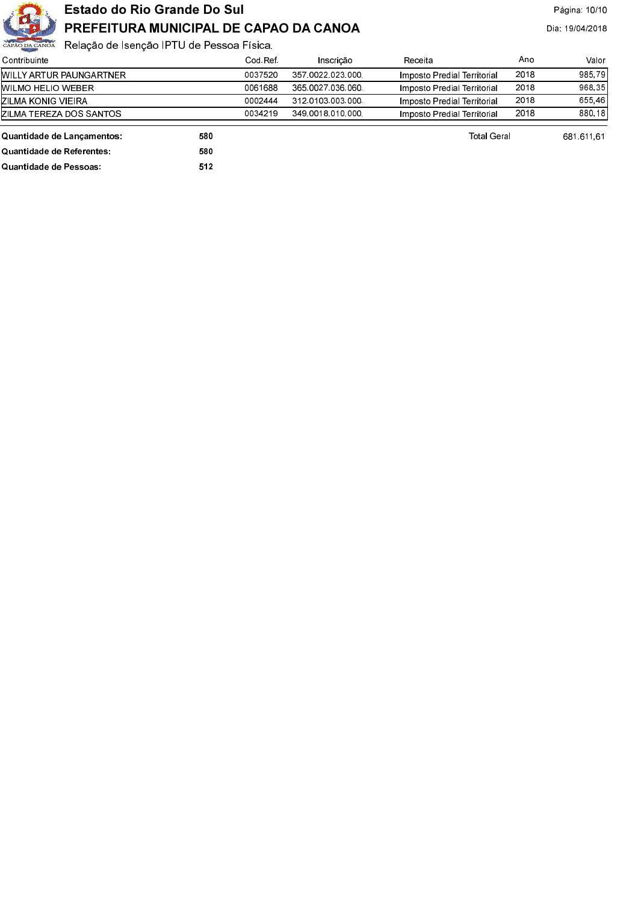# Estado do Rio Grande Do Sul

## PREFEITURA MUNICIPAL DE CAPAO DA CANOA

Relação de Isenção IPTU de Pessoa Física.

Dia: 19/04/2018

| Contribuinte | Cod.Ref. | Inscrição | Receita | Ano | Valor |
|---|---|---|---|---|---|
| WILLY ARTUR PAUNGARTNER | 0037520 | 357.0022.023.000. | Imposto Predial Territorial | 2018 | 985,79 |
| WILMO HELIO WEBER | 0061688 | 365.0027.036.060. | Imposto Predial Territorial | 2018 | 968,35 |
| ZILMA KONIG VIEIRA | 0002444 | 312.0103.003.000. | Imposto Predial Territorial | 2018 | 655,46 |
| ZILMA TEREZA DOS SANTOS | 0034219 | 349.0018.010.000. | Imposto Predial Territorial | 2018 | 880,18 |

**Quantidade de Lançamentos:** 580

**Quantidade de Referentes:** 580

**Quantidade de Pessoas:** 512

Total Geral 681.611,61